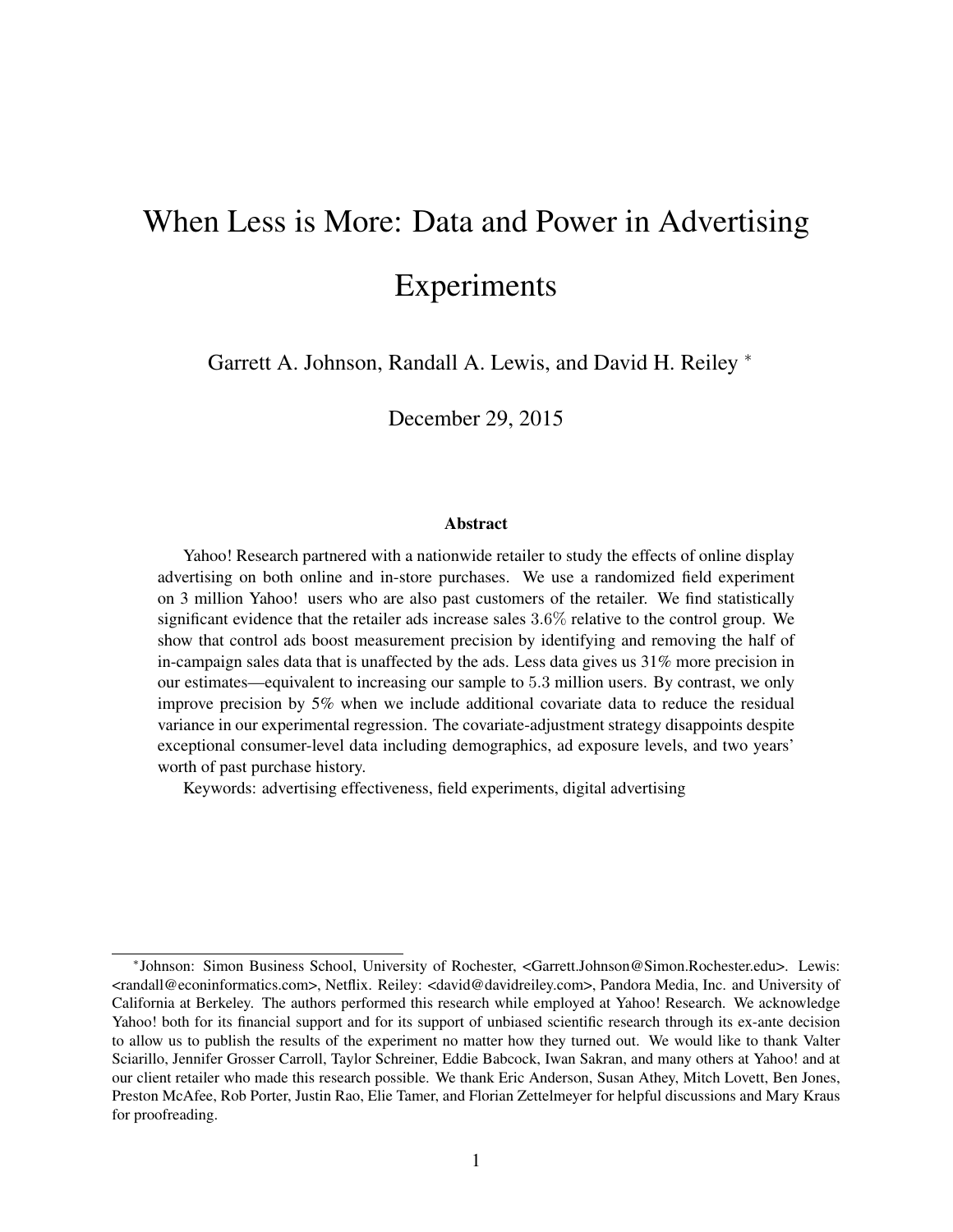# When Less is More: Data and Power in Advertising Experiments

Garrett A. Johnson, Randall A. Lewis, and David H. Reiley *

December 29, 2015

## Abstract

Yahoo! Research partnered with a nationwide retailer to study the effects of online display advertising on both online and in-store purchases. We use a randomized field experiment on 3 million Yahoo! users who are also past customers of the retailer. We find statistically significant evidence that the retailer ads increase sales 3.6% relative to the control group. We show that control ads boost measurement precision by identifying and removing the half of in-campaign sales data that is unaffected by the ads. Less data gives us 31% more precision in our estimates—equivalent to increasing our sample to 5.3 million users. By contrast, we only improve precision by 5% when we include additional covariate data to reduce the residual variance in our experimental regression. The covariate-adjustment strategy disappoints despite exceptional consumer-level data including demographics, ad exposure levels, and two years' worth of past purchase history.

Keywords: advertising effectiveness, field experiments, digital advertising

---

*Johnson: Simon Business School, University of Rochester, <Garrett.Johnson@Simon.Rochester.edu>. Lewis: <randall@econinformatics.com>, Netflix. Reiley: <david@davidreiley.com>, Pandora Media, Inc. and University of California at Berkeley. The authors performed this research while employed at Yahoo! Research. We acknowledge Yahoo! both for its financial support and for its support of unbiased scientific research through its ex-ante decision to allow us to publish the results of the experiment no matter how they turned out. We would like to thank Valter Sciarillo, Jennifer Grosser Carroll, Taylor Schreiner, Eddie Babcock, Iwan Sakran, and many others at Yahoo! and at our client retailer who made this research possible. We thank Eric Anderson, Susan Athey, Mitch Lovett, Ben Jones, Preston McAfee, Rob Porter, Justin Rao, Elie Tamer, and Florian Zettelmeyer for helpful discussions and Mary Kraus for proofreading.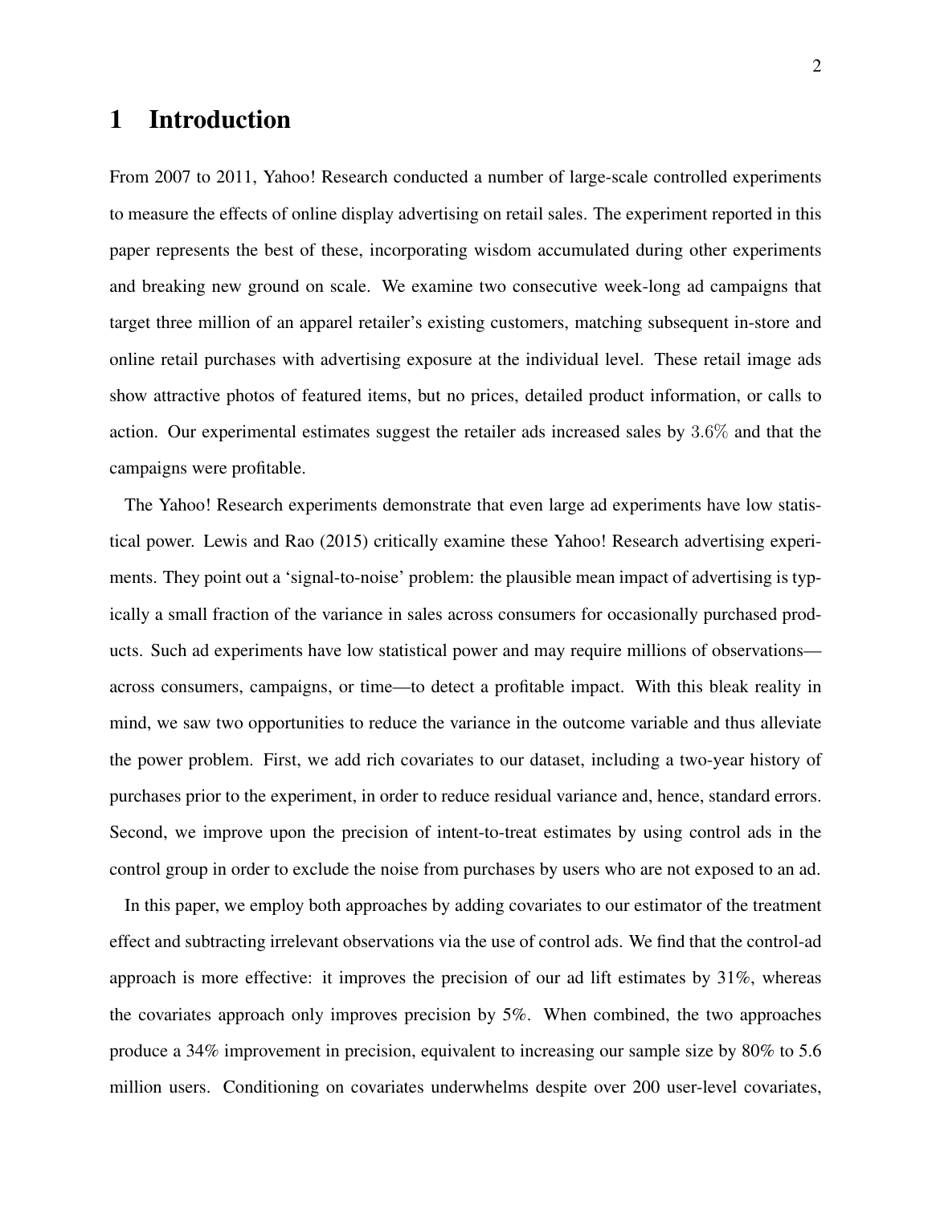# 1 Introduction

From 2007 to 2011, Yahoo! Research conducted a number of large-scale controlled experiments to measure the effects of online display advertising on retail sales. The experiment reported in this paper represents the best of these, incorporating wisdom accumulated during other experiments and breaking new ground on scale. We examine two consecutive week-long ad campaigns that target three million of an apparel retailer's existing customers, matching subsequent in-store and online retail purchases with advertising exposure at the individual level. These retail image ads show attractive photos of featured items, but no prices, detailed product information, or calls to action. Our experimental estimates suggest the retailer ads increased sales by $3.6\%$ and that the campaigns were profitable.

The Yahoo! Research experiments demonstrate that even large ad experiments have low statistical power. Lewis and Rao (2015) critically examine these Yahoo! Research advertising experiments. They point out a 'signal-to-noise' problem: the plausible mean impact of advertising is typically a small fraction of the variance in sales across consumers for occasionally purchased products. Such ad experiments have low statistical power and may require millions of observations—across consumers, campaigns, or time—to detect a profitable impact. With this bleak reality in mind, we saw two opportunities to reduce the variance in the outcome variable and thus alleviate the power problem. First, we add rich covariates to our dataset, including a two-year history of purchases prior to the experiment, in order to reduce residual variance and, hence, standard errors. Second, we improve upon the precision of intent-to-treat estimates by using control ads in the control group in order to exclude the noise from purchases by users who are not exposed to an ad.

In this paper, we employ both approaches by adding covariates to our estimator of the treatment effect and subtracting irrelevant observations via the use of control ads. We find that the control-ad approach is more effective: it improves the precision of our ad lift estimates by 31%, whereas the covariates approach only improves precision by 5%. When combined, the two approaches produce a 34% improvement in precision, equivalent to increasing our sample size by 80% to 5.6 million users. Conditioning on covariates underwhelms despite over 200 user-level covariates,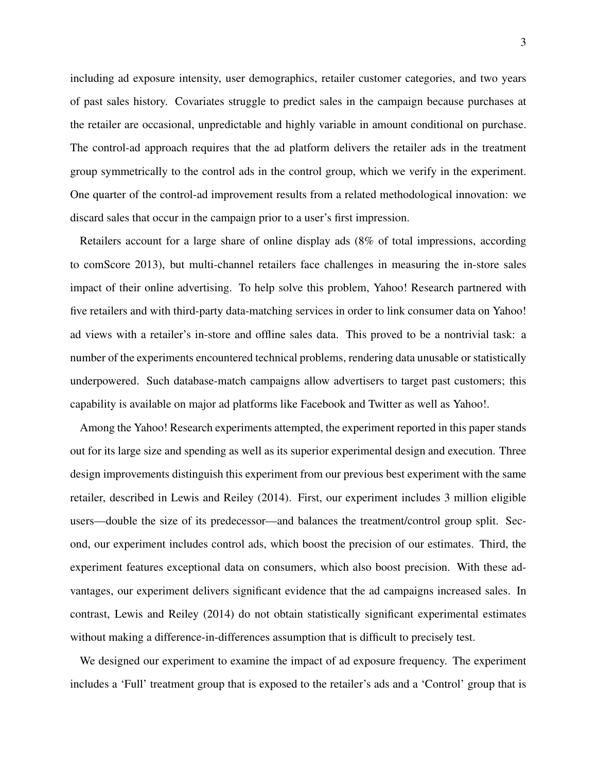including ad exposure intensity, user demographics, retailer customer categories, and two years of past sales history. Covariates struggle to predict sales in the campaign because purchases at the retailer are occasional, unpredictable and highly variable in amount conditional on purchase. The control-ad approach requires that the ad platform delivers the retailer ads in the treatment group symmetrically to the control ads in the control group, which we verify in the experiment. One quarter of the control-ad improvement results from a related methodological innovation: we discard sales that occur in the campaign prior to a user's first impression.

Retailers account for a large share of online display ads (8% of total impressions, according to comScore 2013), but multi-channel retailers face challenges in measuring the in-store sales impact of their online advertising. To help solve this problem, Yahoo! Research partnered with five retailers and with third-party data-matching services in order to link consumer data on Yahoo! ad views with a retailer's in-store and offline sales data. This proved to be a nontrivial task: a number of the experiments encountered technical problems, rendering data unusable or statistically underpowered. Such database-match campaigns allow advertisers to target past customers; this capability is available on major ad platforms like Facebook and Twitter as well as Yahoo!.

Among the Yahoo! Research experiments attempted, the experiment reported in this paper stands out for its large size and spending as well as its superior experimental design and execution. Three design improvements distinguish this experiment from our previous best experiment with the same retailer, described in Lewis and Reiley (2014). First, our experiment includes 3 million eligible users—double the size of its predecessor—and balances the treatment/control group split. Second, our experiment includes control ads, which boost the precision of our estimates. Third, the experiment features exceptional data on consumers, which also boost precision. With these advantages, our experiment delivers significant evidence that the ad campaigns increased sales. In contrast, Lewis and Reiley (2014) do not obtain statistically significant experimental estimates without making a difference-in-differences assumption that is difficult to precisely test.

We designed our experiment to examine the impact of ad exposure frequency. The experiment includes a 'Full' treatment group that is exposed to the retailer's ads and a 'Control' group that is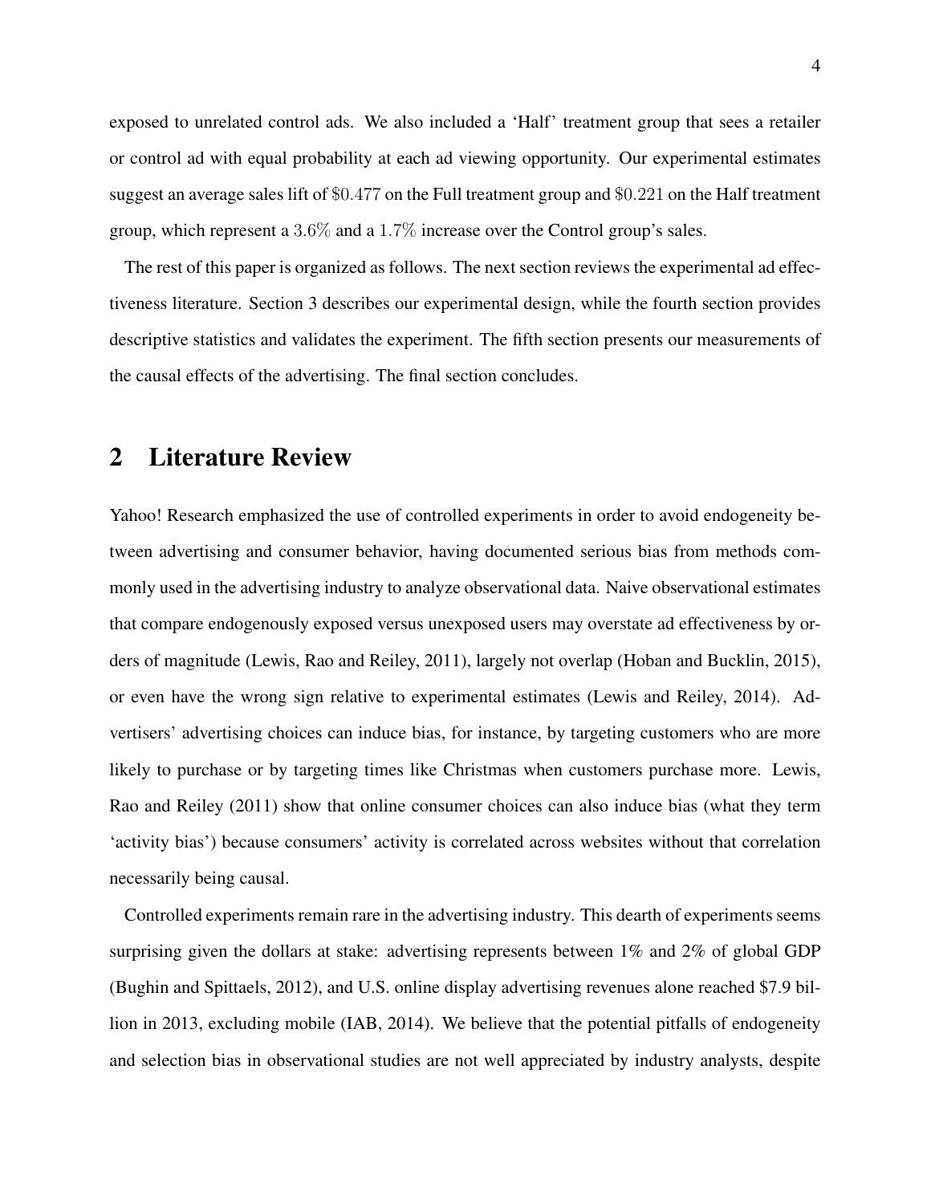exposed to unrelated control ads. We also included a 'Half' treatment group that sees a retailer or control ad with equal probability at each ad viewing opportunity. Our experimental estimates suggest an average sales lift of $\$0.477$ on the Full treatment group and $\$0.221$ on the Half treatment group, which represent a $3.6\%$ and a $1.7\%$ increase over the Control group's sales.

The rest of this paper is organized as follows. The next section reviews the experimental ad effectiveness literature. Section 3 describes our experimental design, while the fourth section provides descriptive statistics and validates the experiment. The fifth section presents our measurements of the causal effects of the advertising. The final section concludes.

## 2 Literature Review

Yahoo! Research emphasized the use of controlled experiments in order to avoid endogeneity between advertising and consumer behavior, having documented serious bias from methods commonly used in the advertising industry to analyze observational data. Naive observational estimates that compare endogenously exposed versus unexposed users may overstate ad effectiveness by orders of magnitude (Lewis, Rao and Reiley, 2011), largely not overlap (Hoban and Bucklin, 2015), or even have the wrong sign relative to experimental estimates (Lewis and Reiley, 2014). Advertisers' advertising choices can induce bias, for instance, by targeting customers who are more likely to purchase or by targeting times like Christmas when customers purchase more. Lewis, Rao and Reiley (2011) show that online consumer choices can also induce bias (what they term 'activity bias') because consumers' activity is correlated across websites without that correlation necessarily being causal.

Controlled experiments remain rare in the advertising industry. This dearth of experiments seems surprising given the dollars at stake: advertising represents between 1% and 2% of global GDP (Bughin and Spittaels, 2012), and U.S. online display advertising revenues alone reached $7.9 billion in 2013, excluding mobile (IAB, 2014). We believe that the potential pitfalls of endogeneity and selection bias in observational studies are not well appreciated by industry analysts, despite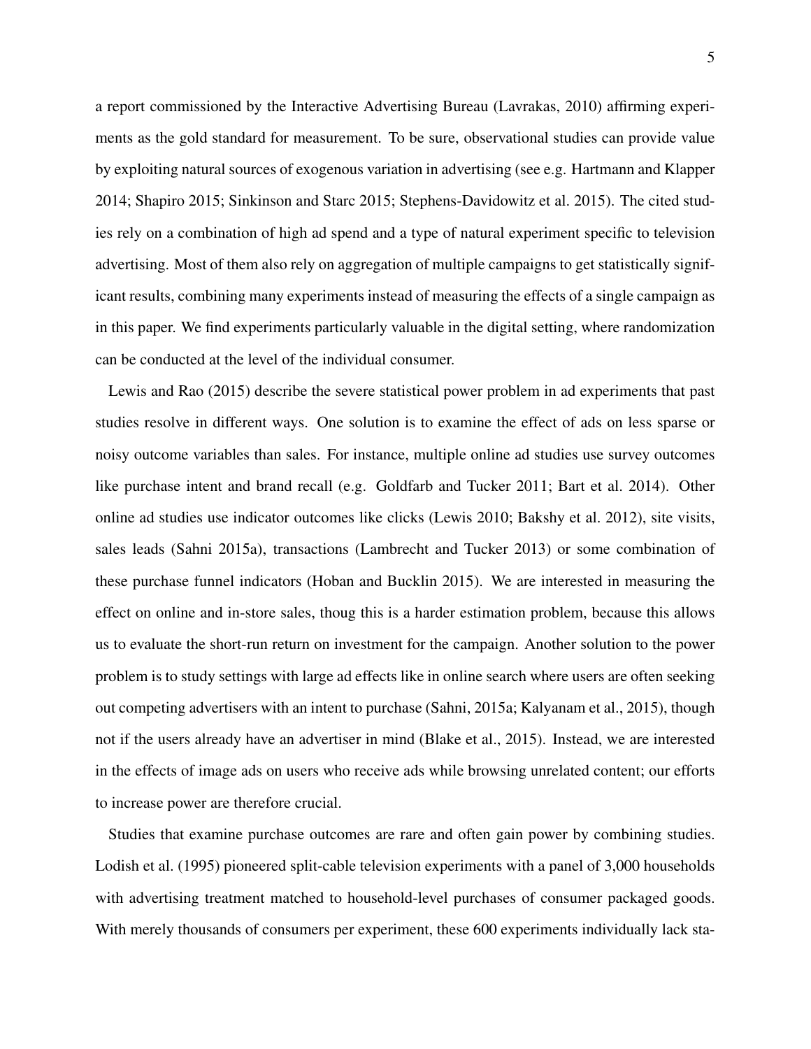a report commissioned by the Interactive Advertising Bureau (Lavrakas, 2010) affirming experiments as the gold standard for measurement. To be sure, observational studies can provide value by exploiting natural sources of exogenous variation in advertising (see e.g. Hartmann and Klapper 2014; Shapiro 2015; Sinkinson and Starc 2015; Stephens-Davidowitz et al. 2015). The cited studies rely on a combination of high ad spend and a type of natural experiment specific to television advertising. Most of them also rely on aggregation of multiple campaigns to get statistically significant results, combining many experiments instead of measuring the effects of a single campaign as in this paper. We find experiments particularly valuable in the digital setting, where randomization can be conducted at the level of the individual consumer.

Lewis and Rao (2015) describe the severe statistical power problem in ad experiments that past studies resolve in different ways. One solution is to examine the effect of ads on less sparse or noisy outcome variables than sales. For instance, multiple online ad studies use survey outcomes like purchase intent and brand recall (e.g. Goldfarb and Tucker 2011; Bart et al. 2014). Other online ad studies use indicator outcomes like clicks (Lewis 2010; Bakshy et al. 2012), site visits, sales leads (Sahni 2015a), transactions (Lambrecht and Tucker 2013) or some combination of these purchase funnel indicators (Hoban and Bucklin 2015). We are interested in measuring the effect on online and in-store sales, thoug this is a harder estimation problem, because this allows us to evaluate the short-run return on investment for the campaign. Another solution to the power problem is to study settings with large ad effects like in online search where users are often seeking out competing advertisers with an intent to purchase (Sahni, 2015a; Kalyanam et al., 2015), though not if the users already have an advertiser in mind (Blake et al., 2015). Instead, we are interested in the effects of image ads on users who receive ads while browsing unrelated content; our efforts to increase power are therefore crucial.

Studies that examine purchase outcomes are rare and often gain power by combining studies. Lodish et al. (1995) pioneered split-cable television experiments with a panel of 3,000 households with advertising treatment matched to household-level purchases of consumer packaged goods. With merely thousands of consumers per experiment, these 600 experiments individually lack sta-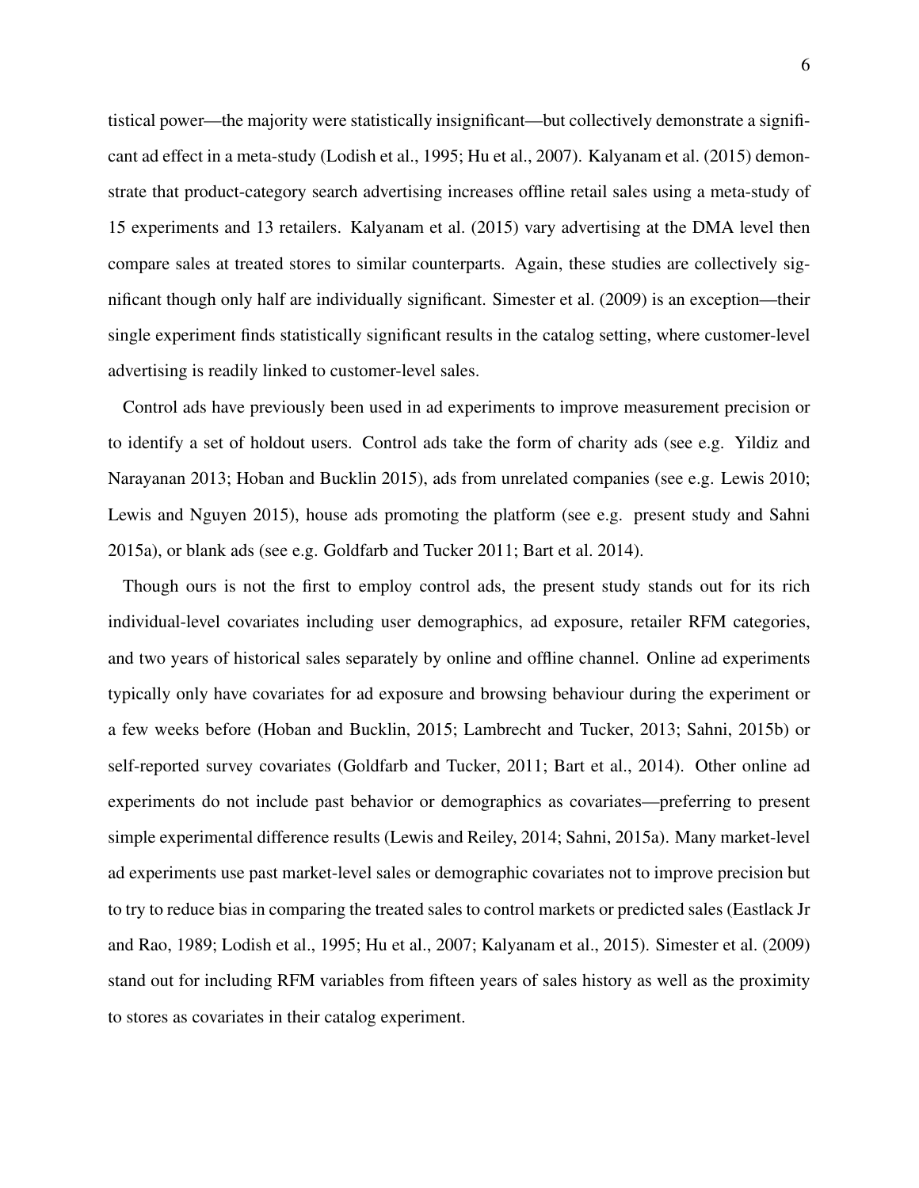tistical power—the majority were statistically insignificant—but collectively demonstrate a significant ad effect in a meta-study (Lodish et al., 1995; Hu et al., 2007). Kalyanam et al. (2015) demonstrate that product-category search advertising increases offline retail sales using a meta-study of 15 experiments and 13 retailers. Kalyanam et al. (2015) vary advertising at the DMA level then compare sales at treated stores to similar counterparts. Again, these studies are collectively significant though only half are individually significant. Simester et al. (2009) is an exception—their single experiment finds statistically significant results in the catalog setting, where customer-level advertising is readily linked to customer-level sales.

Control ads have previously been used in ad experiments to improve measurement precision or to identify a set of holdout users. Control ads take the form of charity ads (see e.g. Yildiz and Narayanan 2013; Hoban and Bucklin 2015), ads from unrelated companies (see e.g. Lewis 2010; Lewis and Nguyen 2015), house ads promoting the platform (see e.g. present study and Sahni 2015a), or blank ads (see e.g. Goldfarb and Tucker 2011; Bart et al. 2014).

Though ours is not the first to employ control ads, the present study stands out for its rich individual-level covariates including user demographics, ad exposure, retailer RFM categories, and two years of historical sales separately by online and offline channel. Online ad experiments typically only have covariates for ad exposure and browsing behaviour during the experiment or a few weeks before (Hoban and Bucklin, 2015; Lambrecht and Tucker, 2013; Sahni, 2015b) or self-reported survey covariates (Goldfarb and Tucker, 2011; Bart et al., 2014). Other online ad experiments do not include past behavior or demographics as covariates—preferring to present simple experimental difference results (Lewis and Reiley, 2014; Sahni, 2015a). Many market-level ad experiments use past market-level sales or demographic covariates not to improve precision but to try to reduce bias in comparing the treated sales to control markets or predicted sales (Eastlack Jr and Rao, 1989; Lodish et al., 1995; Hu et al., 2007; Kalyanam et al., 2015). Simester et al. (2009) stand out for including RFM variables from fifteen years of sales history as well as the proximity to stores as covariates in their catalog experiment.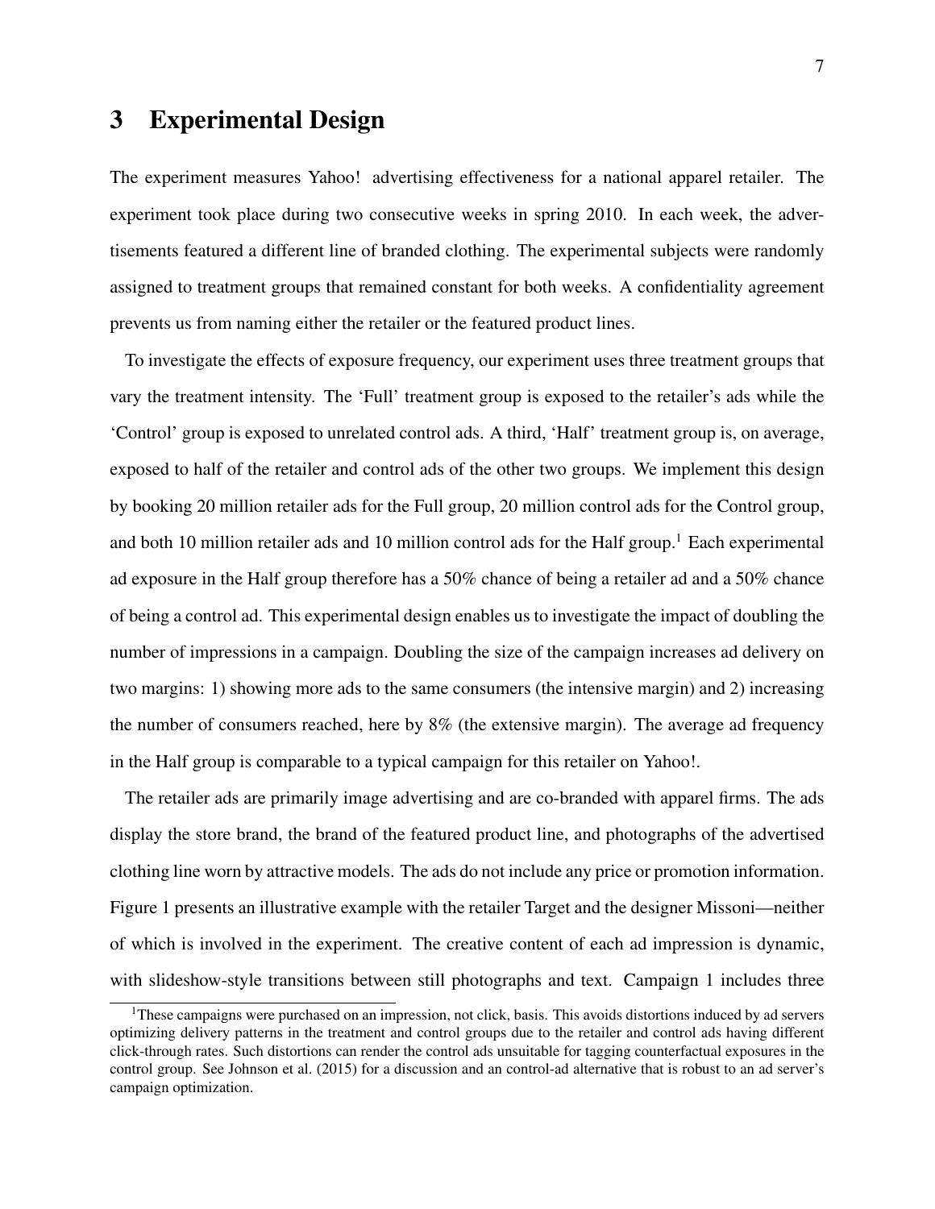# 3 Experimental Design

The experiment measures Yahoo! advertising effectiveness for a national apparel retailer. The experiment took place during two consecutive weeks in spring 2010. In each week, the advertisements featured a different line of branded clothing. The experimental subjects were randomly assigned to treatment groups that remained constant for both weeks. A confidentiality agreement prevents us from naming either the retailer or the featured product lines.

To investigate the effects of exposure frequency, our experiment uses three treatment groups that vary the treatment intensity. The 'Full' treatment group is exposed to the retailer's ads while the 'Control' group is exposed to unrelated control ads. A third, 'Half' treatment group is, on average, exposed to half of the retailer and control ads of the other two groups. We implement this design by booking 20 million retailer ads for the Full group, 20 million control ads for the Control group, and both 10 million retailer ads and 10 million control ads for the Half group.[1] Each experimental ad exposure in the Half group therefore has a 50% chance of being a retailer ad and a 50% chance of being a control ad. This experimental design enables us to investigate the impact of doubling the number of impressions in a campaign. Doubling the size of the campaign increases ad delivery on two margins: 1) showing more ads to the same consumers (the intensive margin) and 2) increasing the number of consumers reached, here by 8% (the extensive margin). The average ad frequency in the Half group is comparable to a typical campaign for this retailer on Yahoo!.

The retailer ads are primarily image advertising and are co-branded with apparel firms. The ads display the store brand, the brand of the featured product line, and photographs of the advertised clothing line worn by attractive models. The ads do not include any price or promotion information. Figure 1 presents an illustrative example with the retailer Target and the designer Missoni—neither of which is involved in the experiment. The creative content of each ad impression is dynamic, with slideshow-style transitions between still photographs and text. Campaign 1 includes three

[1] These campaigns were purchased on an impression, not click, basis. This avoids distortions induced by ad servers optimizing delivery patterns in the treatment and control groups due to the retailer and control ads having different click-through rates. Such distortions can render the control ads unsuitable for tagging counterfactual exposures in the control group. See Johnson et al. (2015) for a discussion and an control-ad alternative that is robust to an ad server's campaign optimization.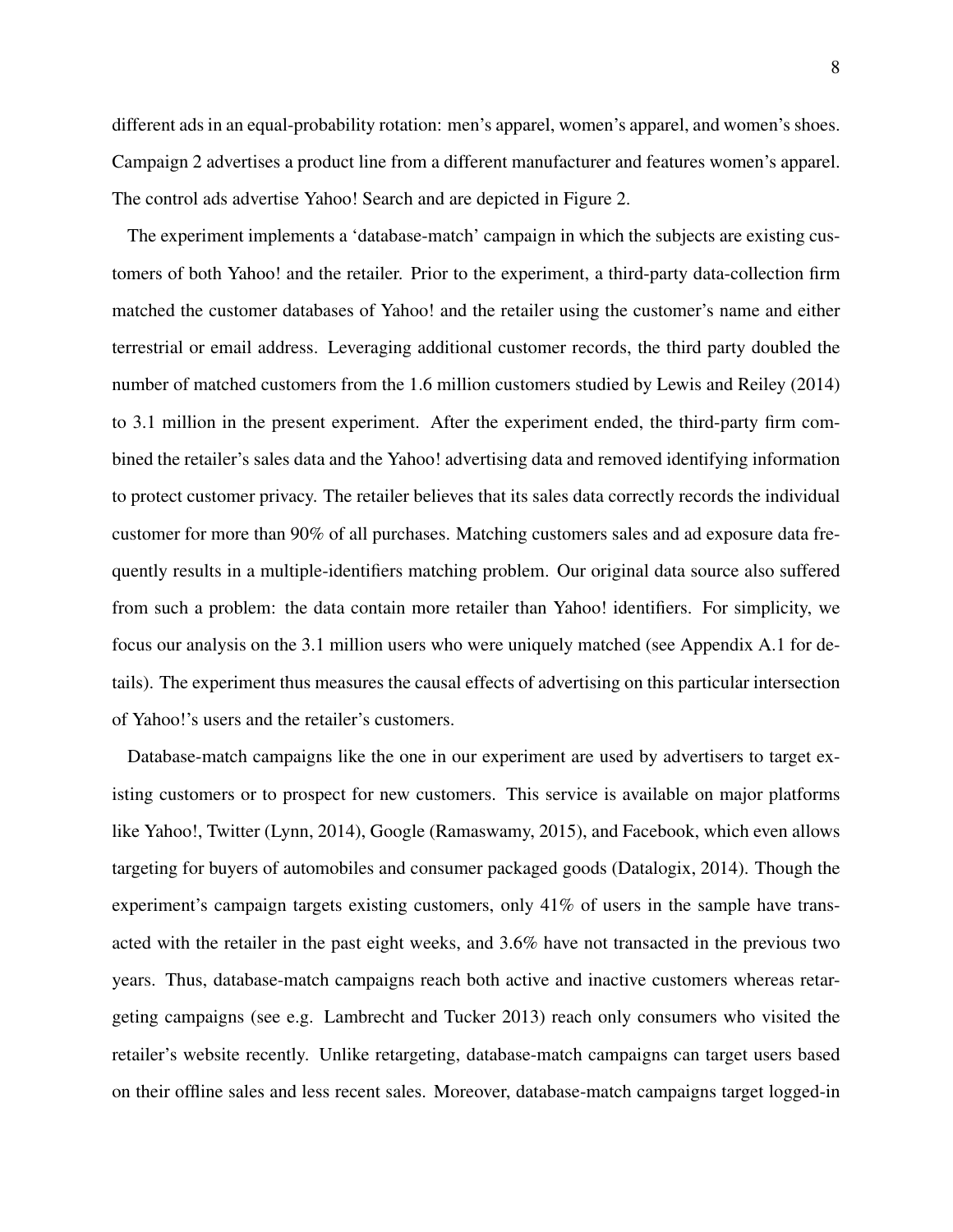different ads in an equal-probability rotation: men's apparel, women's apparel, and women's shoes. Campaign 2 advertises a product line from a different manufacturer and features women's apparel. The control ads advertise Yahoo! Search and are depicted in Figure 2.

The experiment implements a 'database-match' campaign in which the subjects are existing customers of both Yahoo! and the retailer. Prior to the experiment, a third-party data-collection firm matched the customer databases of Yahoo! and the retailer using the customer's name and either terrestrial or email address. Leveraging additional customer records, the third party doubled the number of matched customers from the 1.6 million customers studied by Lewis and Reiley (2014) to 3.1 million in the present experiment. After the experiment ended, the third-party firm combined the retailer's sales data and the Yahoo! advertising data and removed identifying information to protect customer privacy. The retailer believes that its sales data correctly records the individual customer for more than 90% of all purchases. Matching customers sales and ad exposure data frequently results in a multiple-identifiers matching problem. Our original data source also suffered from such a problem: the data contain more retailer than Yahoo! identifiers. For simplicity, we focus our analysis on the 3.1 million users who were uniquely matched (see Appendix A.1 for details). The experiment thus measures the causal effects of advertising on this particular intersection of Yahoo!'s users and the retailer's customers.

Database-match campaigns like the one in our experiment are used by advertisers to target existing customers or to prospect for new customers. This service is available on major platforms like Yahoo!, Twitter (Lynn, 2014), Google (Ramaswamy, 2015), and Facebook, which even allows targeting for buyers of automobiles and consumer packaged goods (Datalogix, 2014). Though the experiment's campaign targets existing customers, only 41% of users in the sample have transacted with the retailer in the past eight weeks, and 3.6% have not transacted in the previous two years. Thus, database-match campaigns reach both active and inactive customers whereas retargeting campaigns (see e.g. Lambrecht and Tucker 2013) reach only consumers who visited the retailer's website recently. Unlike retargeting, database-match campaigns can target users based on their offline sales and less recent sales. Moreover, database-match campaigns target logged-in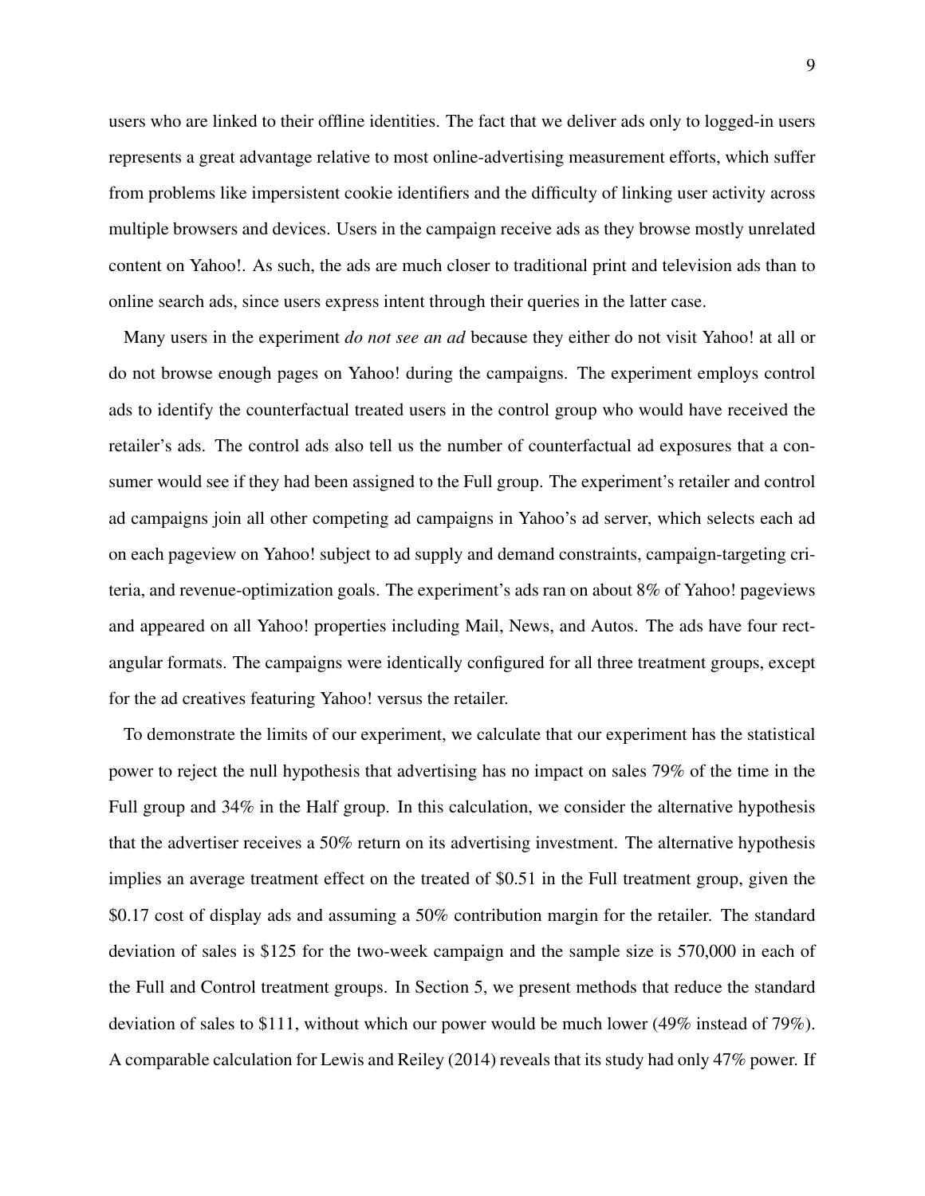users who are linked to their offline identities. The fact that we deliver ads only to logged-in users represents a great advantage relative to most online-advertising measurement efforts, which suffer from problems like impersistent cookie identifiers and the difficulty of linking user activity across multiple browsers and devices. Users in the campaign receive ads as they browse mostly unrelated content on Yahoo!. As such, the ads are much closer to traditional print and television ads than to online search ads, since users express intent through their queries in the latter case.

Many users in the experiment *do not see an ad* because they either do not visit Yahoo! at all or do not browse enough pages on Yahoo! during the campaigns. The experiment employs control ads to identify the counterfactual treated users in the control group who would have received the retailer's ads. The control ads also tell us the number of counterfactual ad exposures that a consumer would see if they had been assigned to the Full group. The experiment's retailer and control ad campaigns join all other competing ad campaigns in Yahoo's ad server, which selects each ad on each pageview on Yahoo! subject to ad supply and demand constraints, campaign-targeting criteria, and revenue-optimization goals. The experiment's ads ran on about 8% of Yahoo! pageviews and appeared on all Yahoo! properties including Mail, News, and Autos. The ads have four rectangular formats. The campaigns were identically configured for all three treatment groups, except for the ad creatives featuring Yahoo! versus the retailer.

To demonstrate the limits of our experiment, we calculate that our experiment has the statistical power to reject the null hypothesis that advertising has no impact on sales 79% of the time in the Full group and 34% in the Half group. In this calculation, we consider the alternative hypothesis that the advertiser receives a 50% return on its advertising investment. The alternative hypothesis implies an average treatment effect on the treated of \$0.51 in the Full treatment group, given the \$0.17 cost of display ads and assuming a 50% contribution margin for the retailer. The standard deviation of sales is \$125 for the two-week campaign and the sample size is 570,000 in each of the Full and Control treatment groups. In Section 5, we present methods that reduce the standard deviation of sales to \$111, without which our power would be much lower (49% instead of 79%). A comparable calculation for Lewis and Reiley (2014) reveals that its study had only 47% power. If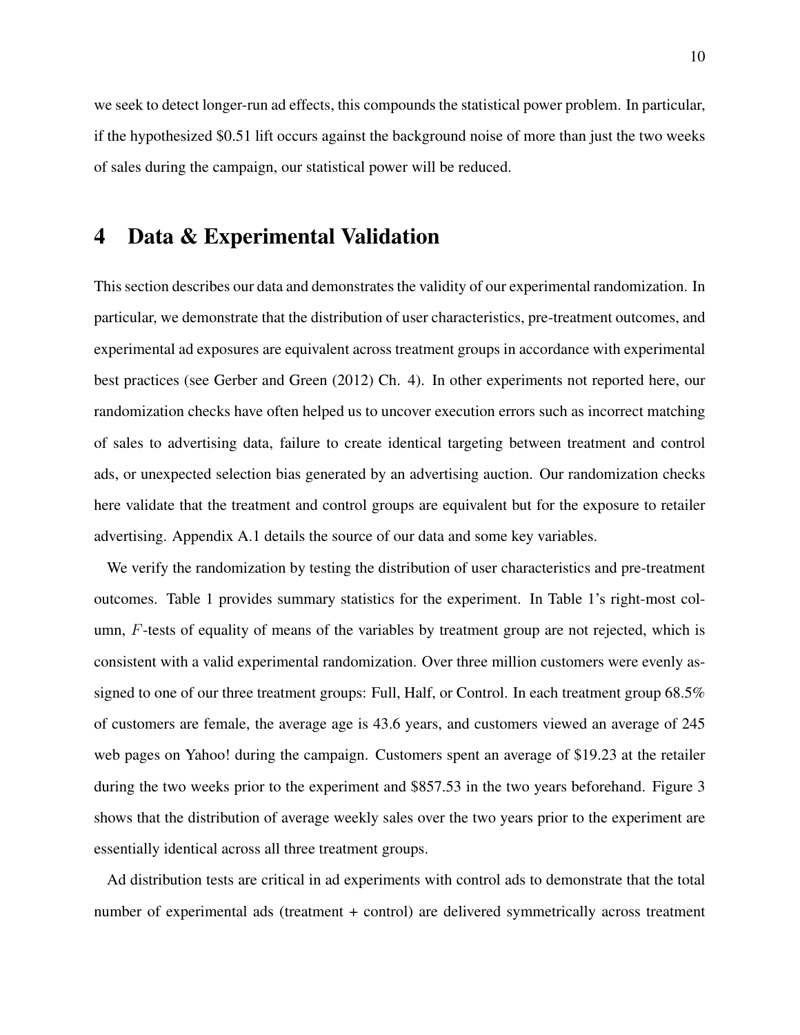we seek to detect longer-run ad effects, this compounds the statistical power problem. In particular, if the hypothesized $0.51 lift occurs against the background noise of more than just the two weeks of sales during the campaign, our statistical power will be reduced.

# 4 Data & Experimental Validation

This section describes our data and demonstrates the validity of our experimental randomization. In particular, we demonstrate that the distribution of user characteristics, pre-treatment outcomes, and experimental ad exposures are equivalent across treatment groups in accordance with experimental best practices (see Gerber and Green (2012) Ch. 4). In other experiments not reported here, our randomization checks have often helped us to uncover execution errors such as incorrect matching of sales to advertising data, failure to create identical targeting between treatment and control ads, or unexpected selection bias generated by an advertising auction. Our randomization checks here validate that the treatment and control groups are equivalent but for the exposure to retailer advertising. Appendix A.1 details the source of our data and some key variables.

We verify the randomization by testing the distribution of user characteristics and pre-treatment outcomes. Table 1 provides summary statistics for the experiment. In Table 1's right-most column, $F$-tests of equality of means of the variables by treatment group are not rejected, which is consistent with a valid experimental randomization. Over three million customers were evenly assigned to one of our three treatment groups: Full, Half, or Control. In each treatment group 68.5% of customers are female, the average age is 43.6 years, and customers viewed an average of 245 web pages on Yahoo! during the campaign. Customers spent an average of $19.23 at the retailer during the two weeks prior to the experiment and $857.53 in the two years beforehand. Figure 3 shows that the distribution of average weekly sales over the two years prior to the experiment are essentially identical across all three treatment groups.

Ad distribution tests are critical in ad experiments with control ads to demonstrate that the total number of experimental ads (treatment + control) are delivered symmetrically across treatment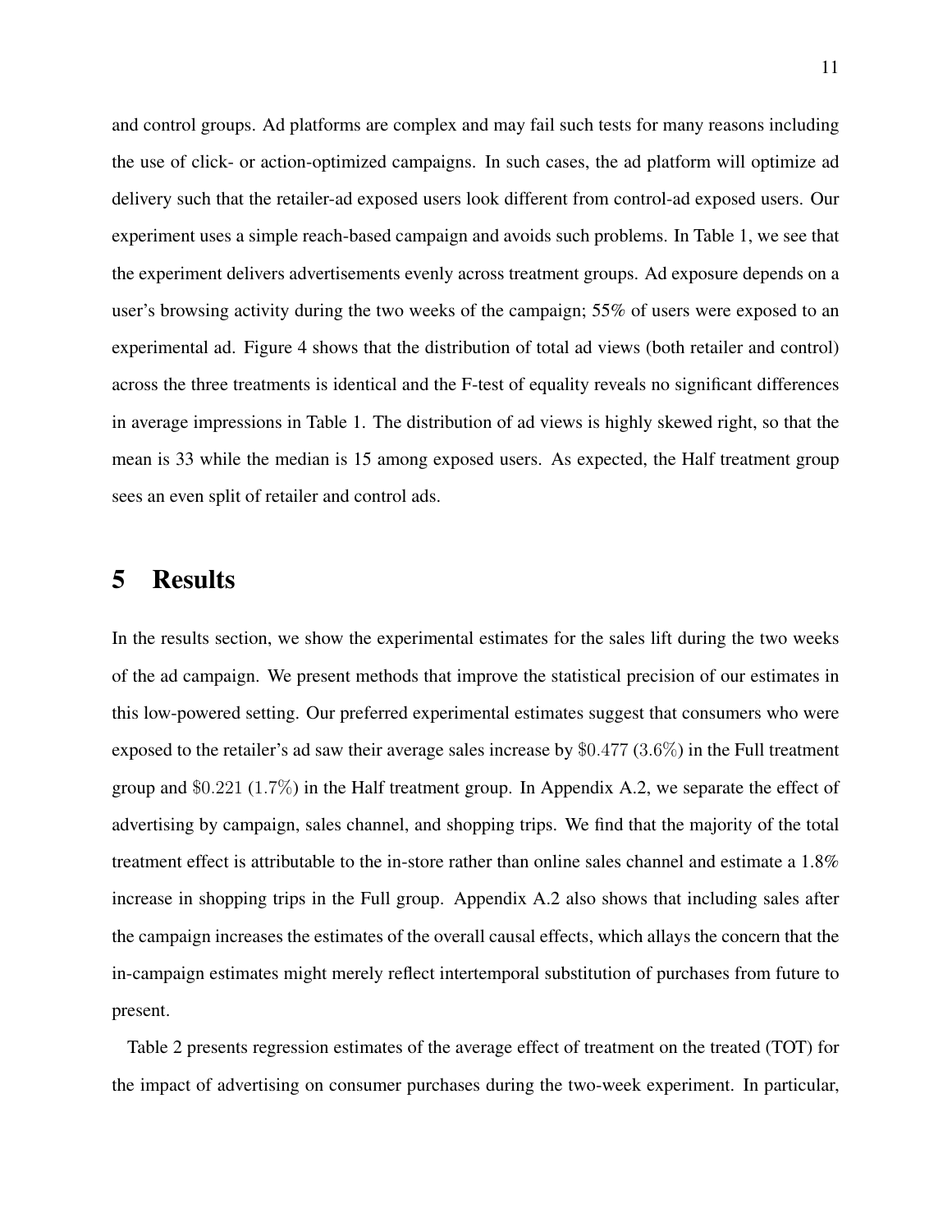and control groups. Ad platforms are complex and may fail such tests for many reasons including the use of click- or action-optimized campaigns. In such cases, the ad platform will optimize ad delivery such that the retailer-ad exposed users look different from control-ad exposed users. Our experiment uses a simple reach-based campaign and avoids such problems. In Table 1, we see that the experiment delivers advertisements evenly across treatment groups. Ad exposure depends on a user's browsing activity during the two weeks of the campaign; 55% of users were exposed to an experimental ad. Figure 4 shows that the distribution of total ad views (both retailer and control) across the three treatments is identical and the F-test of equality reveals no significant differences in average impressions in Table 1. The distribution of ad views is highly skewed right, so that the mean is 33 while the median is 15 among exposed users. As expected, the Half treatment group sees an even split of retailer and control ads.

# 5 Results

In the results section, we show the experimental estimates for the sales lift during the two weeks of the ad campaign. We present methods that improve the statistical precision of our estimates in this low-powered setting. Our preferred experimental estimates suggest that consumers who were exposed to the retailer's ad saw their average sales increase by $\$0.477$ ($3.6\%$) in the Full treatment group and $\$0.221$ ($1.7\%$) in the Half treatment group. In Appendix A.2, we separate the effect of advertising by campaign, sales channel, and shopping trips. We find that the majority of the total treatment effect is attributable to the in-store rather than online sales channel and estimate a 1.8% increase in shopping trips in the Full group. Appendix A.2 also shows that including sales after the campaign increases the estimates of the overall causal effects, which allays the concern that the in-campaign estimates might merely reflect intertemporal substitution of purchases from future to present.

Table 2 presents regression estimates of the average effect of treatment on the treated (TOT) for the impact of advertising on consumer purchases during the two-week experiment. In particular,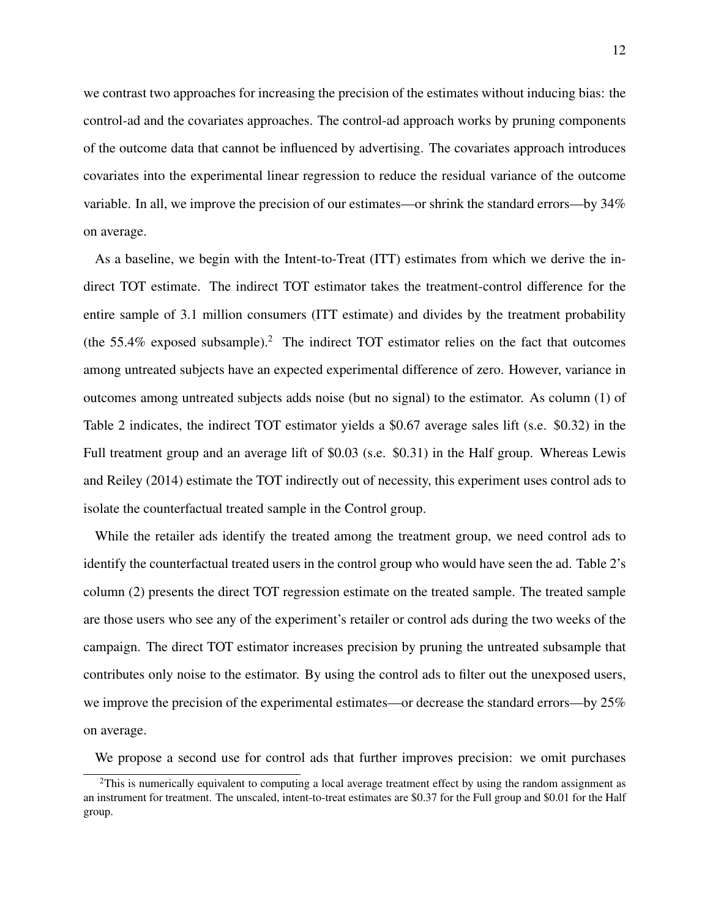we contrast two approaches for increasing the precision of the estimates without inducing bias: the control-ad and the covariates approaches. The control-ad approach works by pruning components of the outcome data that cannot be influenced by advertising. The covariates approach introduces covariates into the experimental linear regression to reduce the residual variance of the outcome variable. In all, we improve the precision of our estimates—or shrink the standard errors—by 34% on average.

As a baseline, we begin with the Intent-to-Treat (ITT) estimates from which we derive the indirect TOT estimate. The indirect TOT estimator takes the treatment-control difference for the entire sample of 3.1 million consumers (ITT estimate) and divides by the treatment probability (the 55.4% exposed subsample).[2] The indirect TOT estimator relies on the fact that outcomes among untreated subjects have an expected experimental difference of zero. However, variance in outcomes among untreated subjects adds noise (but no signal) to the estimator. As column (1) of Table 2 indicates, the indirect TOT estimator yields a $0.67 average sales lift (s.e. $0.32) in the Full treatment group and an average lift of $0.03 (s.e. $0.31) in the Half group. Whereas Lewis and Reiley (2014) estimate the TOT indirectly out of necessity, this experiment uses control ads to isolate the counterfactual treated sample in the Control group.

While the retailer ads identify the treated among the treatment group, we need control ads to identify the counterfactual treated users in the control group who would have seen the ad. Table 2's column (2) presents the direct TOT regression estimate on the treated sample. The treated sample are those users who see any of the experiment's retailer or control ads during the two weeks of the campaign. The direct TOT estimator increases precision by pruning the untreated subsample that contributes only noise to the estimator. By using the control ads to filter out the unexposed users, we improve the precision of the experimental estimates—or decrease the standard errors—by 25% on average.

We propose a second use for control ads that further improves precision: we omit purchases

[2] This is numerically equivalent to computing a local average treatment effect by using the random assignment as an instrument for treatment. The unscaled, intent-to-treat estimates are $0.37 for the Full group and $0.01 for the Half group.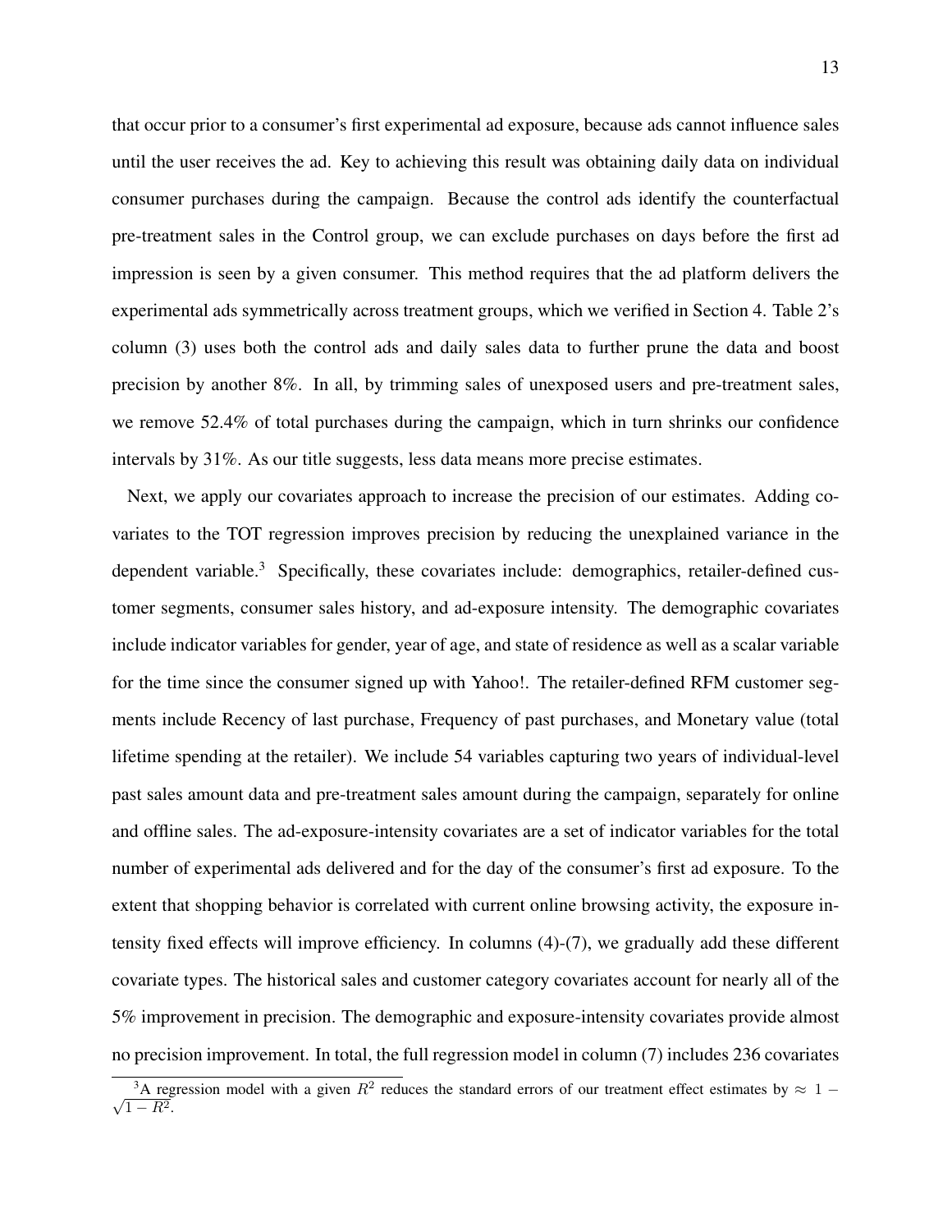that occur prior to a consumer's first experimental ad exposure, because ads cannot influence sales until the user receives the ad. Key to achieving this result was obtaining daily data on individual consumer purchases during the campaign. Because the control ads identify the counterfactual pre-treatment sales in the Control group, we can exclude purchases on days before the first ad impression is seen by a given consumer. This method requires that the ad platform delivers the experimental ads symmetrically across treatment groups, which we verified in Section 4. Table 2's column (3) uses both the control ads and daily sales data to further prune the data and boost precision by another 8%. In all, by trimming sales of unexposed users and pre-treatment sales, we remove 52.4% of total purchases during the campaign, which in turn shrinks our confidence intervals by 31%. As our title suggests, less data means more precise estimates.

Next, we apply our covariates approach to increase the precision of our estimates. Adding covariates to the TOT regression improves precision by reducing the unexplained variance in the dependent variable.[3] Specifically, these covariates include: demographics, retailer-defined customer segments, consumer sales history, and ad-exposure intensity. The demographic covariates include indicator variables for gender, year of age, and state of residence as well as a scalar variable for the time since the consumer signed up with Yahoo!. The retailer-defined RFM customer segments include Recency of last purchase, Frequency of past purchases, and Monetary value (total lifetime spending at the retailer). We include 54 variables capturing two years of individual-level past sales amount data and pre-treatment sales amount during the campaign, separately for online and offline sales. The ad-exposure-intensity covariates are a set of indicator variables for the total number of experimental ads delivered and for the day of the consumer's first ad exposure. To the extent that shopping behavior is correlated with current online browsing activity, the exposure intensity fixed effects will improve efficiency. In columns (4)-(7), we gradually add these different covariate types. The historical sales and customer category covariates account for nearly all of the 5% improvement in precision. The demographic and exposure-intensity covariates provide almost no precision improvement. In total, the full regression model in column (7) includes 236 covariates

[3] A regression model with a given $R^2$ reduces the standard errors of our treatment effect estimates by $\approx 1 - \sqrt{1 - R^2}$.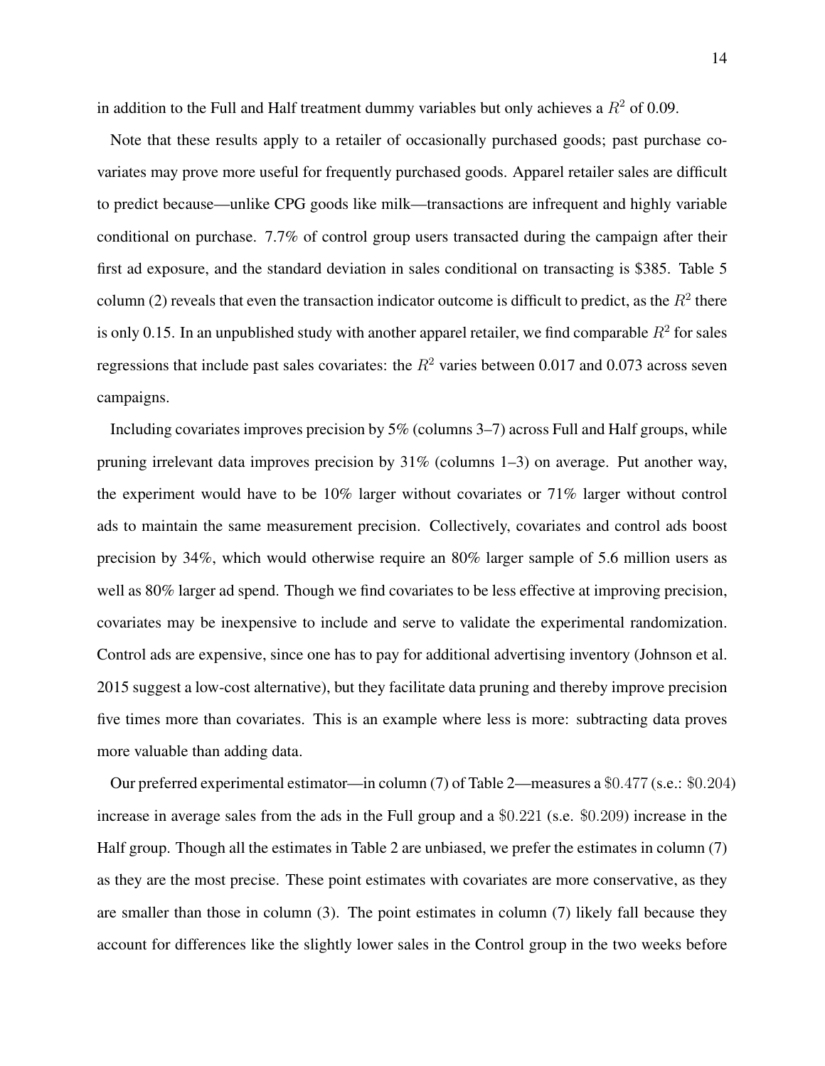in addition to the Full and Half treatment dummy variables but only achieves a $R^2$ of 0.09.

Note that these results apply to a retailer of occasionally purchased goods; past purchase covariates may prove more useful for frequently purchased goods. Apparel retailer sales are difficult to predict because—unlike CPG goods like milk—transactions are infrequent and highly variable conditional on purchase. 7.7% of control group users transacted during the campaign after their first ad exposure, and the standard deviation in sales conditional on transacting is \$385. Table 5 column (2) reveals that even the transaction indicator outcome is difficult to predict, as the $R^2$ there is only 0.15. In an unpublished study with another apparel retailer, we find comparable $R^2$ for sales regressions that include past sales covariates: the $R^2$ varies between 0.017 and 0.073 across seven campaigns.

Including covariates improves precision by 5% (columns 3–7) across Full and Half groups, while pruning irrelevant data improves precision by 31% (columns 1–3) on average. Put another way, the experiment would have to be 10% larger without covariates or 71% larger without control ads to maintain the same measurement precision. Collectively, covariates and control ads boost precision by 34%, which would otherwise require an 80% larger sample of 5.6 million users as well as 80% larger ad spend. Though we find covariates to be less effective at improving precision, covariates may be inexpensive to include and serve to validate the experimental randomization. Control ads are expensive, since one has to pay for additional advertising inventory (Johnson et al. 2015 suggest a low-cost alternative), but they facilitate data pruning and thereby improve precision five times more than covariates. This is an example where less is more: subtracting data proves more valuable than adding data.

Our preferred experimental estimator—in column (7) of Table 2—measures a $\$0.477$ (s.e.: $\$0.204$) increase in average sales from the ads in the Full group and a $\$0.221$ (s.e. $\$0.209$) increase in the Half group. Though all the estimates in Table 2 are unbiased, we prefer the estimates in column (7) as they are the most precise. These point estimates with covariates are more conservative, as they are smaller than those in column (3). The point estimates in column (7) likely fall because they account for differences like the slightly lower sales in the Control group in the two weeks before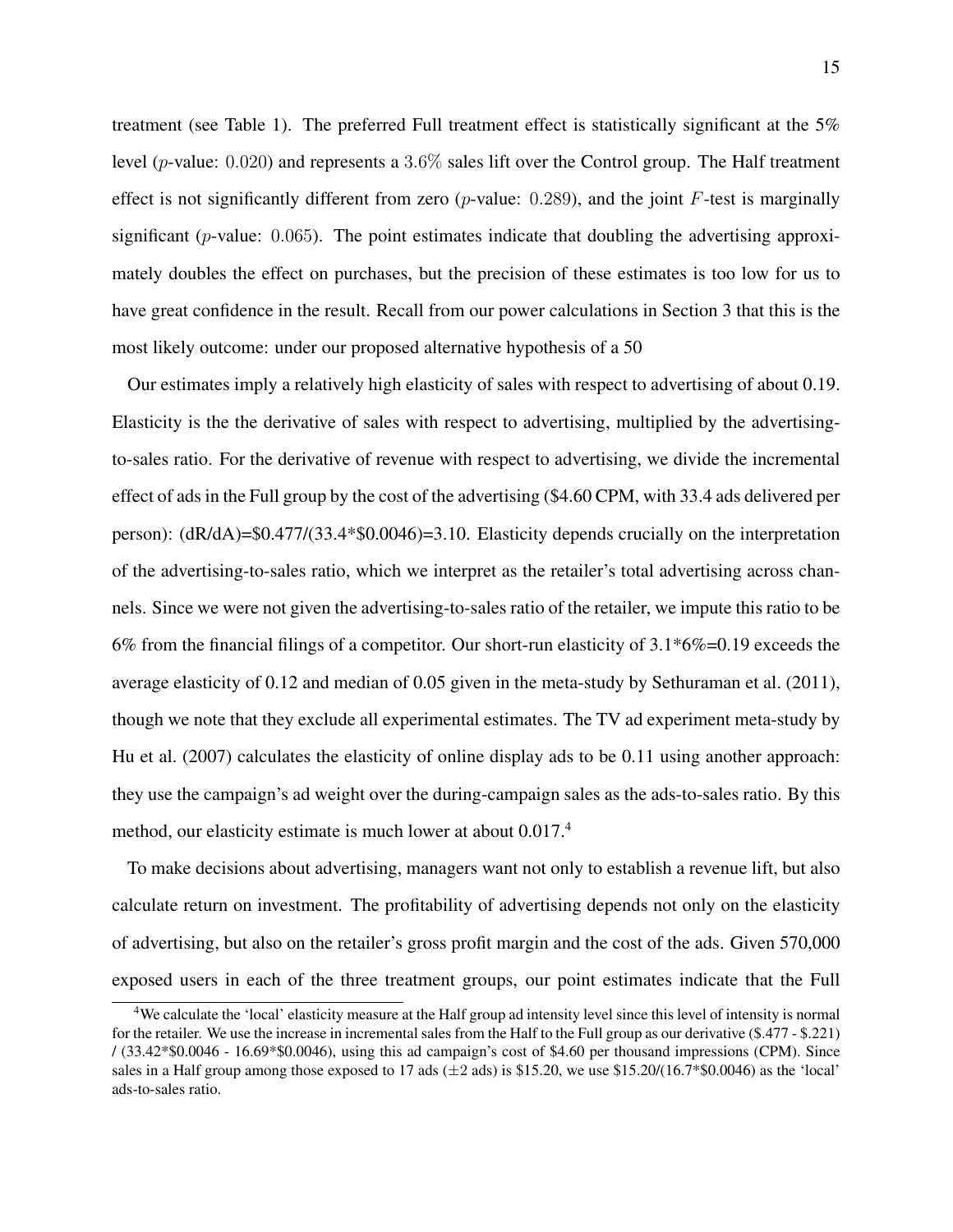treatment (see Table 1). The preferred Full treatment effect is statistically significant at the 5% level ($p$-value: $0.020$) and represents a $3.6\%$ sales lift over the Control group. The Half treatment effect is not significantly different from zero ($p$-value: $0.289$), and the joint $F$-test is marginally significant ($p$-value: $0.065$). The point estimates indicate that doubling the advertising approximately doubles the effect on purchases, but the precision of these estimates is too low for us to have great confidence in the result. Recall from our power calculations in Section 3 that this is the most likely outcome: under our proposed alternative hypothesis of a 50

Our estimates imply a relatively high elasticity of sales with respect to advertising of about 0.19. Elasticity is the the derivative of sales with respect to advertising, multiplied by the advertising-to-sales ratio. For the derivative of revenue with respect to advertising, we divide the incremental effect of ads in the Full group by the cost of the advertising ($4.60 CPM, with 33.4 ads delivered per person): (dR/dA)=$0.477/(33.4*$0.0046)=3.10. Elasticity depends crucially on the interpretation of the advertising-to-sales ratio, which we interpret as the retailer's total advertising across channels. Since we were not given the advertising-to-sales ratio of the retailer, we impute this ratio to be 6% from the financial filings of a competitor. Our short-run elasticity of 3.1*6%=0.19 exceeds the average elasticity of 0.12 and median of 0.05 given in the meta-study by Sethuraman et al. (2011), though we note that they exclude all experimental estimates. The TV ad experiment meta-study by Hu et al. (2007) calculates the elasticity of online display ads to be 0.11 using another approach: they use the campaign's ad weight over the during-campaign sales as the ads-to-sales ratio. By this method, our elasticity estimate is much lower at about 0.017.[4]

To make decisions about advertising, managers want not only to establish a revenue lift, but also calculate return on investment. The profitability of advertising depends not only on the elasticity of advertising, but also on the retailer's gross profit margin and the cost of the ads. Given 570,000 exposed users in each of the three treatment groups, our point estimates indicate that the Full

[4] We calculate the 'local' elasticity measure at the Half group ad intensity level since this level of intensity is normal for the retailer. We use the increase in incremental sales from the Half to the Full group as our derivative ($.477 - $.221) / (33.42*$0.0046 - 16.69*$0.0046), using this ad campaign's cost of $4.60 per thousand impressions (CPM). Since sales in a Half group among those exposed to 17 ads ($\pm$2 ads) is $15.20, we use $15.20/(16.7*$0.0046) as the 'local' ads-to-sales ratio.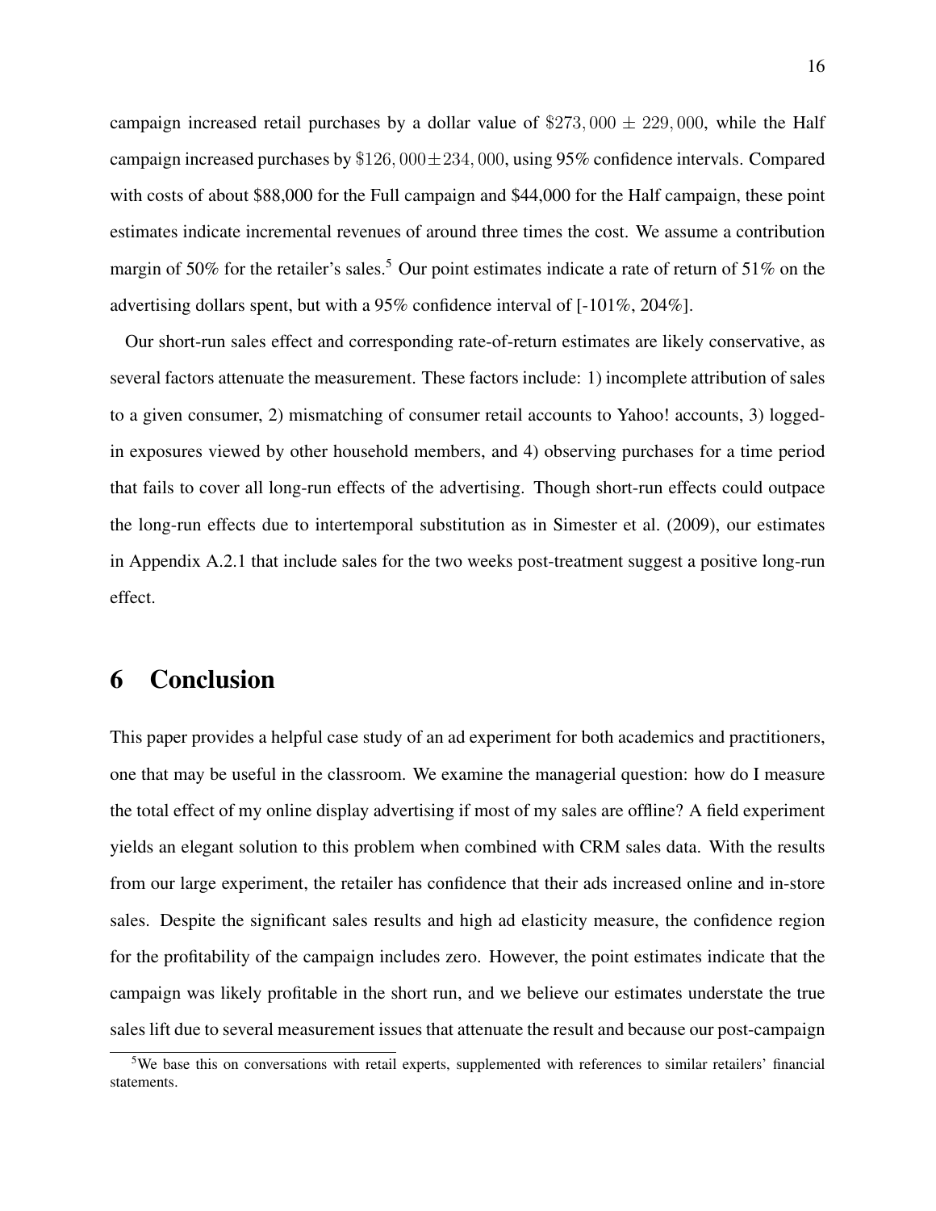campaign increased retail purchases by a dollar value of $\$273,000 \pm 229,000$, while the Half campaign increased purchases by $\$126,000 \pm 234,000$, using 95% confidence intervals. Compared with costs of about \$88,000 for the Full campaign and \$44,000 for the Half campaign, these point estimates indicate incremental revenues of around three times the cost. We assume a contribution margin of 50% for the retailer's sales.[5] Our point estimates indicate a rate of return of 51% on the advertising dollars spent, but with a 95% confidence interval of [-101%, 204%].

Our short-run sales effect and corresponding rate-of-return estimates are likely conservative, as several factors attenuate the measurement. These factors include: 1) incomplete attribution of sales to a given consumer, 2) mismatching of consumer retail accounts to Yahoo! accounts, 3) logged-in exposures viewed by other household members, and 4) observing purchases for a time period that fails to cover all long-run effects of the advertising. Though short-run effects could outpace the long-run effects due to intertemporal substitution as in Simester et al. (2009), our estimates in Appendix A.2.1 that include sales for the two weeks post-treatment suggest a positive long-run effect.

# 6 Conclusion

This paper provides a helpful case study of an ad experiment for both academics and practitioners, one that may be useful in the classroom. We examine the managerial question: how do I measure the total effect of my online display advertising if most of my sales are offline? A field experiment yields an elegant solution to this problem when combined with CRM sales data. With the results from our large experiment, the retailer has confidence that their ads increased online and in-store sales. Despite the significant sales results and high ad elasticity measure, the confidence region for the profitability of the campaign includes zero. However, the point estimates indicate that the campaign was likely profitable in the short run, and we believe our estimates understate the true sales lift due to several measurement issues that attenuate the result and because our post-campaign

[5] We base this on conversations with retail experts, supplemented with references to similar retailers' financial statements.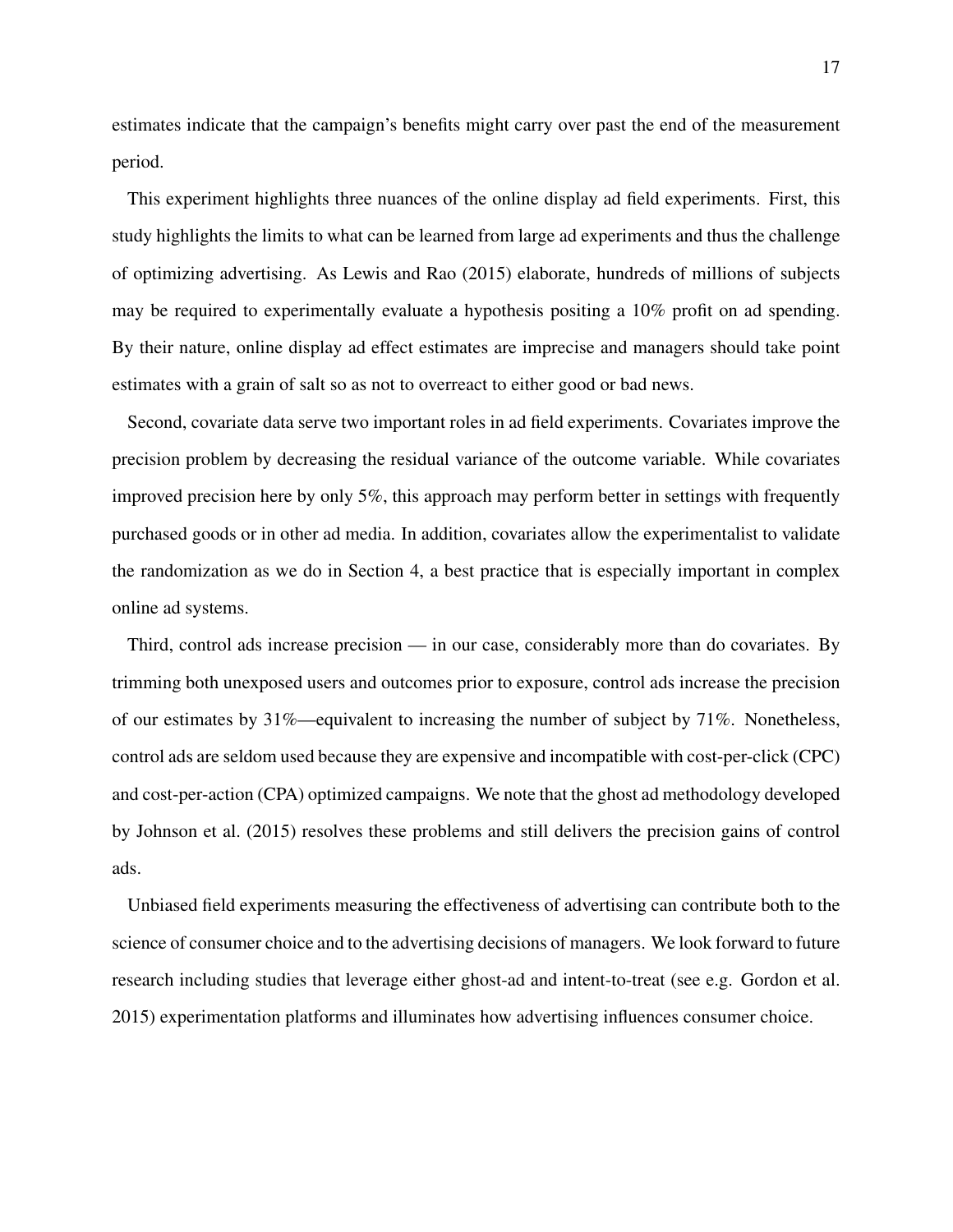estimates indicate that the campaign's benefits might carry over past the end of the measurement period.

This experiment highlights three nuances of the online display ad field experiments. First, this study highlights the limits to what can be learned from large ad experiments and thus the challenge of optimizing advertising. As Lewis and Rao (2015) elaborate, hundreds of millions of subjects may be required to experimentally evaluate a hypothesis positing a 10% profit on ad spending. By their nature, online display ad effect estimates are imprecise and managers should take point estimates with a grain of salt so as not to overreact to either good or bad news.

Second, covariate data serve two important roles in ad field experiments. Covariates improve the precision problem by decreasing the residual variance of the outcome variable. While covariates improved precision here by only 5%, this approach may perform better in settings with frequently purchased goods or in other ad media. In addition, covariates allow the experimentalist to validate the randomization as we do in Section 4, a best practice that is especially important in complex online ad systems.

Third, control ads increase precision — in our case, considerably more than do covariates. By trimming both unexposed users and outcomes prior to exposure, control ads increase the precision of our estimates by 31%—equivalent to increasing the number of subject by 71%. Nonetheless, control ads are seldom used because they are expensive and incompatible with cost-per-click (CPC) and cost-per-action (CPA) optimized campaigns. We note that the ghost ad methodology developed by Johnson et al. (2015) resolves these problems and still delivers the precision gains of control ads.

Unbiased field experiments measuring the effectiveness of advertising can contribute both to the science of consumer choice and to the advertising decisions of managers. We look forward to future research including studies that leverage either ghost-ad and intent-to-treat (see e.g. Gordon et al. 2015) experimentation platforms and illuminates how advertising influences consumer choice.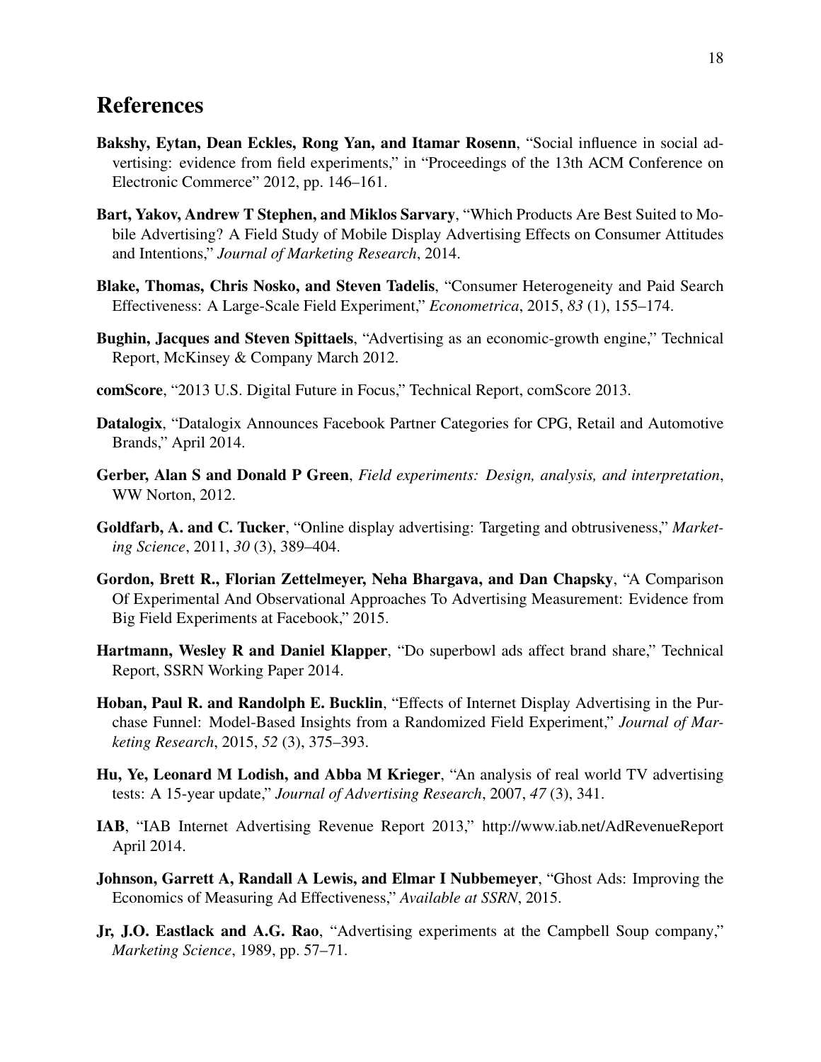## References

**Bakshy, Eytan, Dean Eckles, Rong Yan, and Itamar Rosenn**, "Social influence in social advertising: evidence from field experiments," in "Proceedings of the 13th ACM Conference on Electronic Commerce" 2012, pp. 146–161.

**Bart, Yakov, Andrew T Stephen, and Miklos Sarvary**, "Which Products Are Best Suited to Mobile Advertising? A Field Study of Mobile Display Advertising Effects on Consumer Attitudes and Intentions," *Journal of Marketing Research*, 2014.

**Blake, Thomas, Chris Nosko, and Steven Tadelis**, "Consumer Heterogeneity and Paid Search Effectiveness: A Large-Scale Field Experiment," *Econometrica*, 2015, *83* (1), 155–174.

**Bughin, Jacques and Steven Spittaels**, "Advertising as an economic-growth engine," Technical Report, McKinsey & Company March 2012.

**comScore**, "2013 U.S. Digital Future in Focus," Technical Report, comScore 2013.

**Datalogix**, "Datalogix Announces Facebook Partner Categories for CPG, Retail and Automotive Brands," April 2014.

**Gerber, Alan S and Donald P Green**, *Field experiments: Design, analysis, and interpretation*, WW Norton, 2012.

**Goldfarb, A. and C. Tucker**, "Online display advertising: Targeting and obtrusiveness," *Marketing Science*, 2011, *30* (3), 389–404.

**Gordon, Brett R., Florian Zettelmeyer, Neha Bhargava, and Dan Chapsky**, "A Comparison Of Experimental And Observational Approaches To Advertising Measurement: Evidence from Big Field Experiments at Facebook," 2015.

**Hartmann, Wesley R and Daniel Klapper**, "Do superbowl ads affect brand share," Technical Report, SSRN Working Paper 2014.

**Hoban, Paul R. and Randolph E. Bucklin**, "Effects of Internet Display Advertising in the Purchase Funnel: Model-Based Insights from a Randomized Field Experiment," *Journal of Marketing Research*, 2015, *52* (3), 375–393.

**Hu, Ye, Leonard M Lodish, and Abba M Krieger**, "An analysis of real world TV advertising tests: A 15-year update," *Journal of Advertising Research*, 2007, *47* (3), 341.

**IAB**, "IAB Internet Advertising Revenue Report 2013," http://www.iab.net/AdRevenueReport April 2014.

**Johnson, Garrett A, Randall A Lewis, and Elmar I Nubbemeyer**, "Ghost Ads: Improving the Economics of Measuring Ad Effectiveness," *Available at SSRN*, 2015.

**Jr, J.O. Eastlack and A.G. Rao**, "Advertising experiments at the Campbell Soup company," *Marketing Science*, 1989, pp. 57–71.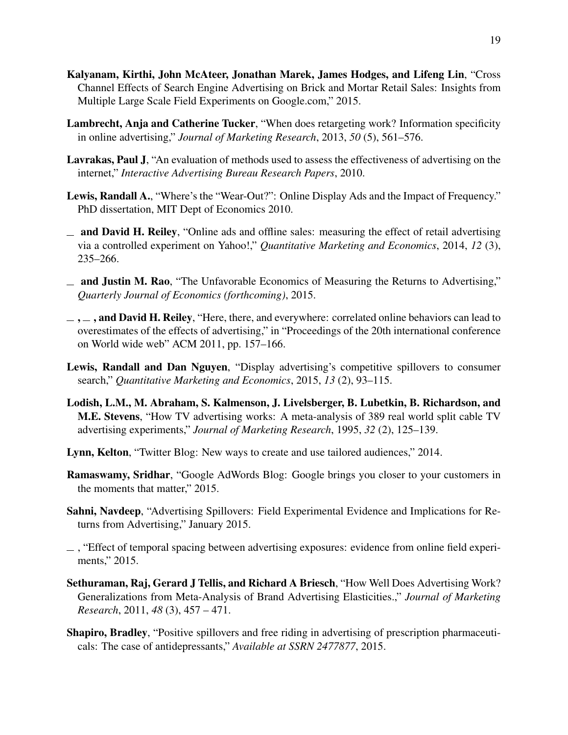**Kalyanam, Kirthi, John McAteer, Jonathan Marek, James Hodges, and Lifeng Lin**, "Cross Channel Effects of Search Engine Advertising on Brick and Mortar Retail Sales: Insights from Multiple Large Scale Field Experiments on Google.com," 2015.

**Lambrecht, Anja and Catherine Tucker**, "When does retargeting work? Information specificity in online advertising," *Journal of Marketing Research*, 2013, *50* (5), 561–576.

**Lavrakas, Paul J**, "An evaluation of methods used to assess the effectiveness of advertising on the internet," *Interactive Advertising Bureau Research Papers*, 2010.

**Lewis, Randall A.**, "Where's the "Wear-Out?": Online Display Ads and the Impact of Frequency." PhD dissertation, MIT Dept of Economics 2010.

**_ and David H. Reiley**, "Online ads and offline sales: measuring the effect of retail advertising via a controlled experiment on Yahoo!," *Quantitative Marketing and Economics*, 2014, *12* (3), 235–266.

**_ and Justin M. Rao**, "The Unfavorable Economics of Measuring the Returns to Advertising," *Quarterly Journal of Economics (forthcoming)*, 2015.

**_ , _ , and David H. Reiley**, "Here, there, and everywhere: correlated online behaviors can lead to overestimates of the effects of advertising," in "Proceedings of the 20th international conference on World wide web" ACM 2011, pp. 157–166.

**Lewis, Randall and Dan Nguyen**, "Display advertising's competitive spillovers to consumer search," *Quantitative Marketing and Economics*, 2015, *13* (2), 93–115.

**Lodish, L.M., M. Abraham, S. Kalmenson, J. Livelsberger, B. Lubetkin, B. Richardson, and M.E. Stevens**, "How TV advertising works: A meta-analysis of 389 real world split cable TV advertising experiments," *Journal of Marketing Research*, 1995, *32* (2), 125–139.

**Lynn, Kelton**, "Twitter Blog: New ways to create and use tailored audiences," 2014.

**Ramaswamy, Sridhar**, "Google AdWords Blog: Google brings you closer to your customers in the moments that matter," 2015.

**Sahni, Navdeep**, "Advertising Spillovers: Field Experimental Evidence and Implications for Returns from Advertising," January 2015.

_ , "Effect of temporal spacing between advertising exposures: evidence from online field experiments," 2015.

**Sethuraman, Raj, Gerard J Tellis, and Richard A Briesch**, "How Well Does Advertising Work? Generalizations from Meta-Analysis of Brand Advertising Elasticities.," *Journal of Marketing Research*, 2011, *48* (3), 457 – 471.

**Shapiro, Bradley**, "Positive spillovers and free riding in advertising of prescription pharmaceuticals: The case of antidepressants," *Available at SSRN 2477877*, 2015.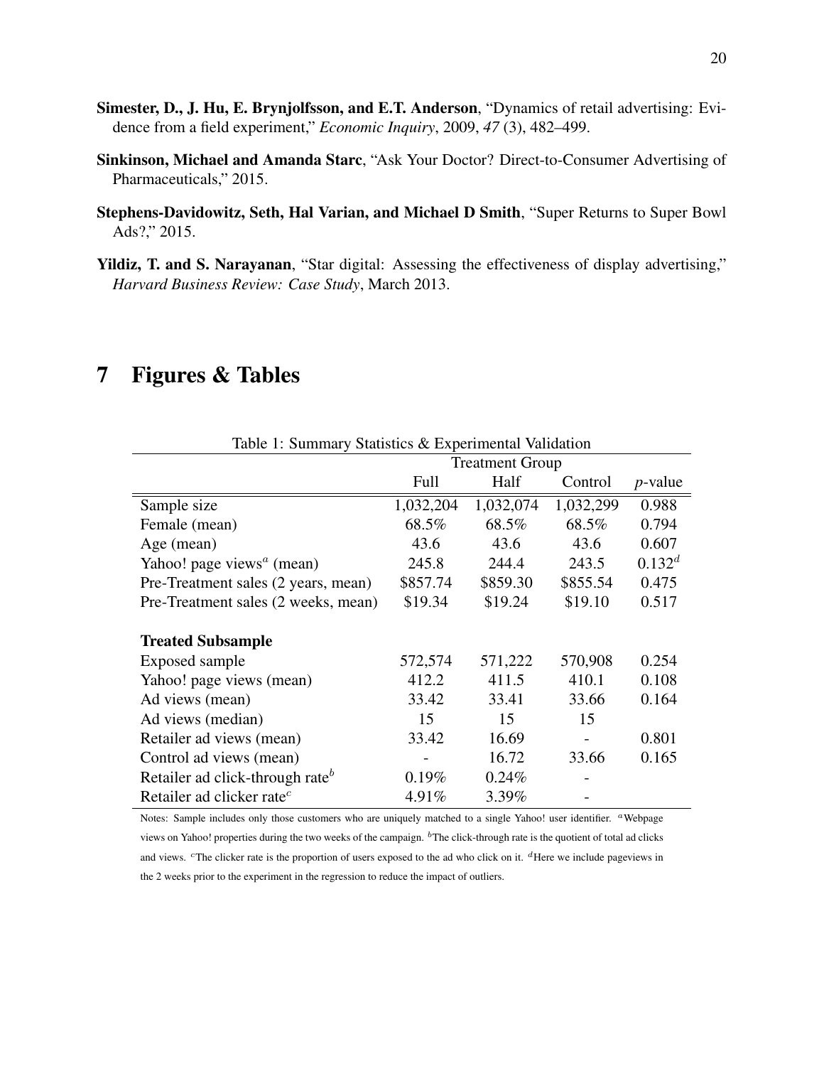**Simester, D., J. Hu, E. Brynjolfsson, and E.T. Anderson**, "Dynamics of retail advertising: Evidence from a field experiment," *Economic Inquiry*, 2009, *47* (3), 482–499.

**Sinkinson, Michael and Amanda Starc**, "Ask Your Doctor? Direct-to-Consumer Advertising of Pharmaceuticals," 2015.

**Stephens-Davidowitz, Seth, Hal Varian, and Michael D Smith**, "Super Returns to Super Bowl Ads?," 2015.

**Yildiz, T. and S. Narayanan**, "Star digital: Assessing the effectiveness of display advertising," *Harvard Business Review: Case Study*, March 2013.

# 7 Figures & Tables

Table 1: Summary Statistics & Experimental Validation

| | Treatment Group | | | |
|---|---|---|---|---|
| | Full | Half | Control | *p*-value |
| Sample size | 1,032,204 | 1,032,074 | 1,032,299 | 0.988 |
| Female (mean) | 68.5% | 68.5% | 68.5% | 0.794 |
| Age (mean) | 43.6 | 43.6 | 43.6 | 0.607 |
| Yahoo! page views[a] (mean) | 245.8 | 244.4 | 243.5 | 0.132[d] |
| Pre-Treatment sales (2 years, mean) | \$857.74 | \$859.30 | \$855.54 | 0.475 |
| Pre-Treatment sales (2 weeks, mean) | \$19.34 | \$19.24 | \$19.10 | 0.517 |
| **Treated Subsample** | | | | |
| Exposed sample | 572,574 | 571,222 | 570,908 | 0.254 |
| Yahoo! page views (mean) | 412.2 | 411.5 | 410.1 | 0.108 |
| Ad views (mean) | 33.42 | 33.41 | 33.66 | 0.164 |
| Ad views (median) | 15 | 15 | 15 | |
| Retailer ad views (mean) | 33.42 | 16.69 | - | 0.801 |
| Control ad views (mean) | - | 16.72 | 33.66 | 0.165 |
| Retailer ad click-through rate[b] | 0.19% | 0.24% | - | |
| Retailer ad clicker rate[c] | 4.91% | 3.39% | - | |

Notes: Sample includes only those customers who are uniquely matched to a single Yahoo! user identifier. [a]Webpage views on Yahoo! properties during the two weeks of the campaign. [b]The click-through rate is the quotient of total ad clicks and views. [c]The clicker rate is the proportion of users exposed to the ad who click on it. [d]Here we include pageviews in the 2 weeks prior to the experiment in the regression to reduce the impact of outliers.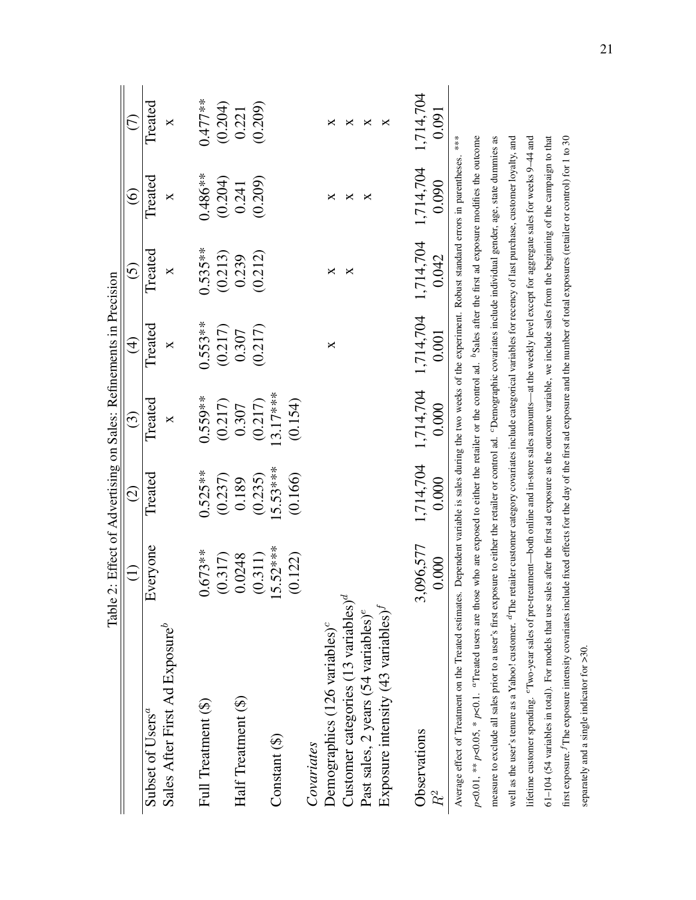Table 2: Effect of Advertising on Sales: Refinements in Precision

| | (1) | (2) | (3) | (4) | (5) | (6) | (7) |
|---|---|---|---|---|---|---|---|
| Subset of Users[a] | Everyone | Treated | Treated | Treated | Treated | Treated | Treated |
| Sales After First Ad Exposure[b] | | | x | x | x | x | x |
| | | | | | | | |
| Full Treatment (\$) | 0.673** | 0.525** | 0.559** | 0.553** | 0.535** | 0.486** | 0.477** |
| | (0.317) | (0.237) | (0.217) | (0.217) | (0.213) | (0.204) | (0.204) |
| Half Treatment (\$) | 0.0248 | 0.189 | 0.307 | 0.307 | 0.239 | 0.241 | 0.221 |
| | (0.311) | (0.235) | (0.217) | (0.217) | (0.212) | (0.209) | (0.209) |
| Constant (\$) | 15.52*** | 15.53*** | 13.17*** | | | | |
| | (0.122) | (0.166) | (0.154) | | | | |
| *Covariates* | | | | | | | |
| Demographics (126 variables)[c] | | | | x | x | x | x |
| Customer categories (13 variables)[d] | | | | | x | x | x |
| Past sales, 2 years (54 variables)[e] | | | | | | x | x |
| Exposure intensity (43 variables)[f] | | | | | | | x |
| | | | | | | | |
| Observations | 3,096,577 | 1,714,704 | 1,714,704 | 1,714,704 | 1,714,704 | 1,714,704 | 1,714,704 |
| $R^2$ | 0.000 | 0.000 | 0.000 | 0.001 | 0.042 | 0.090 | 0.091 |

Average effect of Treatment on the Treated estimates. Dependent variable is sales during the two weeks of the experiment. Robust standard errors in parentheses. *** $p<0.01$, ** $p<0.05$, * $p<0.1$. [a]Treated users are those who are exposed to either the retailer or the control ad. [b]Sales after the first ad exposure modifies the outcome measure to exclude all sales prior to a user's first exposure to either the retailer or control ad. [c]Demographic covariates include individual gender, age, state dummies as well as the user's tenure as a Yahoo! customer. [d]The retailer customer category covariates include categorical variables for recency of last purchase, customer loyalty, and lifetime customer spending. [e]Two-year sales of pre-treatment—both online and in-store sales amounts—at the weekly level except for aggregate sales for weeks 9–44 and 61–104 (54 variables in total). For models that use sales after the first ad exposure as the outcome variable, we include sales from the beginning of the campaign to that first exposure. [f]The exposure intensity covariates include fixed effects for the day of the first ad exposure and the number of total exposures (retailer or control) for 1 to 30 separately and a single indicator for >30.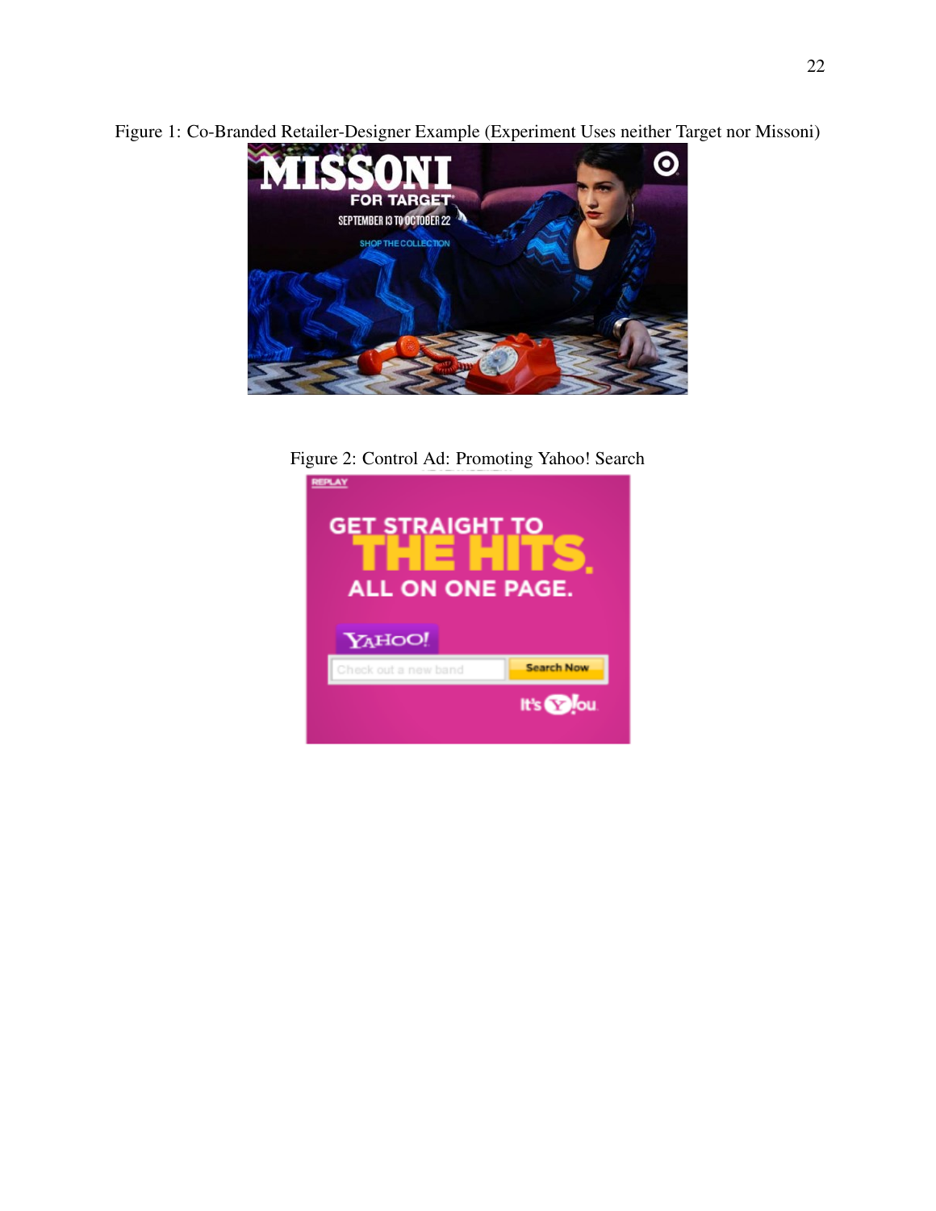Figure 1: Co-Branded Retailer-Designer Example (Experiment Uses neither Target nor Missoni)

Figure 2: Control Ad: Promoting Yahoo! Search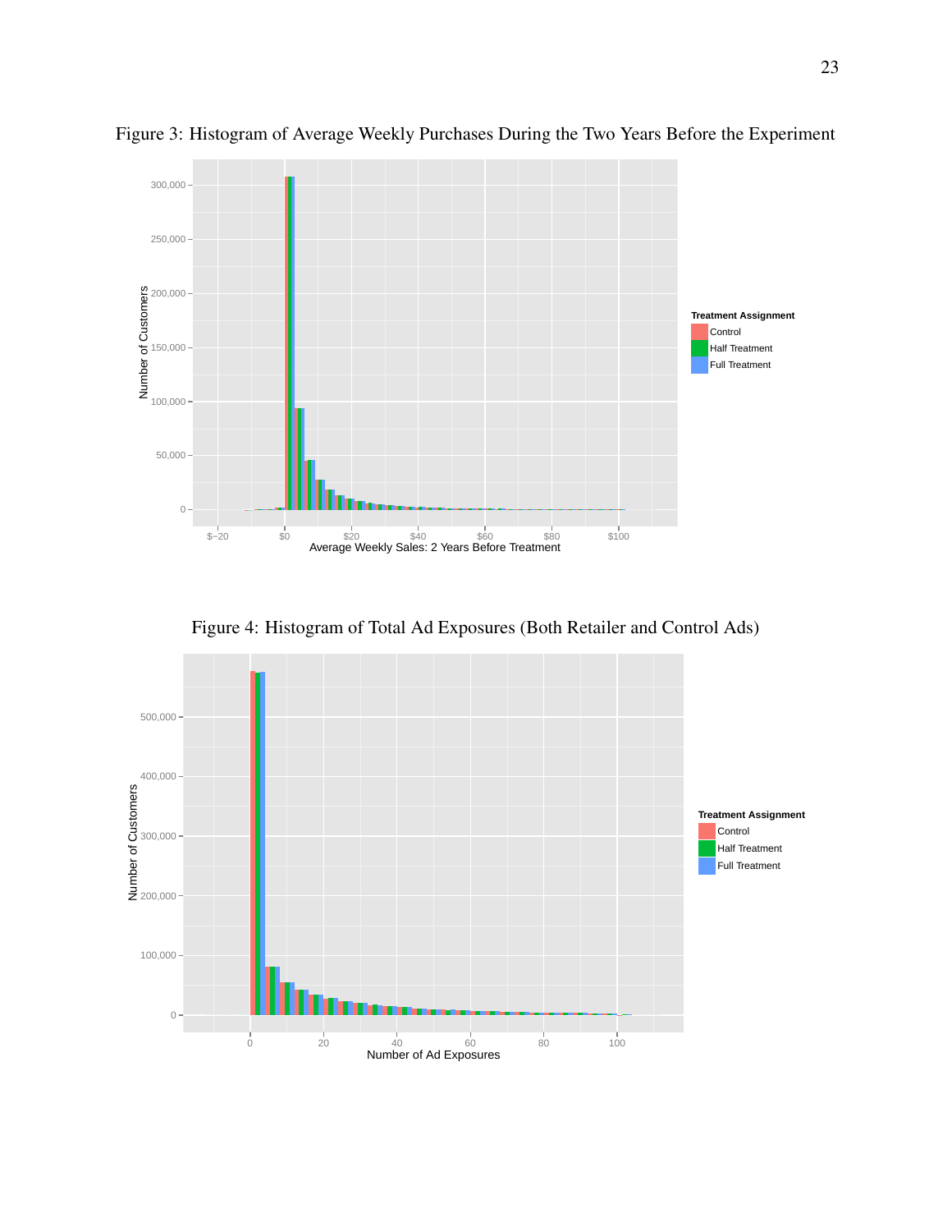Figure 3: Histogram of Average Weekly Purchases During the Two Years Before the Experiment

Figure 4: Histogram of Total Ad Exposures (Both Retailer and Control Ads)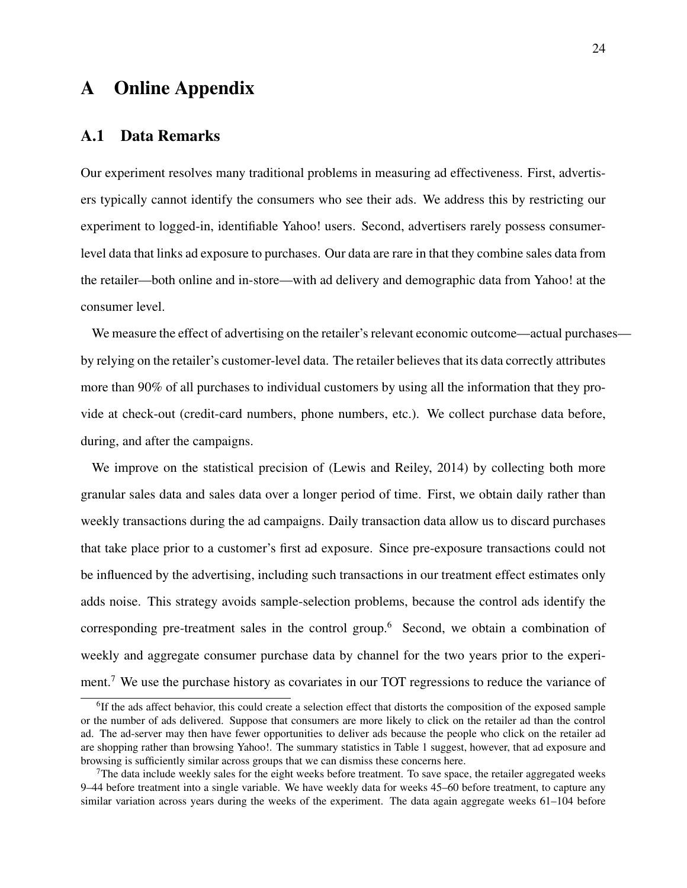# A Online Appendix

## A.1 Data Remarks

Our experiment resolves many traditional problems in measuring ad effectiveness. First, advertisers typically cannot identify the consumers who see their ads. We address this by restricting our experiment to logged-in, identifiable Yahoo! users. Second, advertisers rarely possess consumer-level data that links ad exposure to purchases. Our data are rare in that they combine sales data from the retailer—both online and in-store—with ad delivery and demographic data from Yahoo! at the consumer level.

We measure the effect of advertising on the retailer's relevant economic outcome—actual purchases—by relying on the retailer's customer-level data. The retailer believes that its data correctly attributes more than 90% of all purchases to individual customers by using all the information that they provide at check-out (credit-card numbers, phone numbers, etc.). We collect purchase data before, during, and after the campaigns.

We improve on the statistical precision of (Lewis and Reiley, 2014) by collecting both more granular sales data and sales data over a longer period of time. First, we obtain daily rather than weekly transactions during the ad campaigns. Daily transaction data allow us to discard purchases that take place prior to a customer's first ad exposure. Since pre-exposure transactions could not be influenced by the advertising, including such transactions in our treatment effect estimates only adds noise. This strategy avoids sample-selection problems, because the control ads identify the corresponding pre-treatment sales in the control group.[6] Second, we obtain a combination of weekly and aggregate consumer purchase data by channel for the two years prior to the experiment.[7] We use the purchase history as covariates in our TOT regressions to reduce the variance of

[6] If the ads affect behavior, this could create a selection effect that distorts the composition of the exposed sample or the number of ads delivered. Suppose that consumers are more likely to click on the retailer ad than the control ad. The ad-server may then have fewer opportunities to deliver ads because the people who click on the retailer ad are shopping rather than browsing Yahoo!. The summary statistics in Table 1 suggest, however, that ad exposure and browsing is sufficiently similar across groups that we can dismiss these concerns here.

[7] The data include weekly sales for the eight weeks before treatment. To save space, the retailer aggregated weeks 9–44 before treatment into a single variable. We have weekly data for weeks 45–60 before treatment, to capture any similar variation across years during the weeks of the experiment. The data again aggregate weeks 61–104 before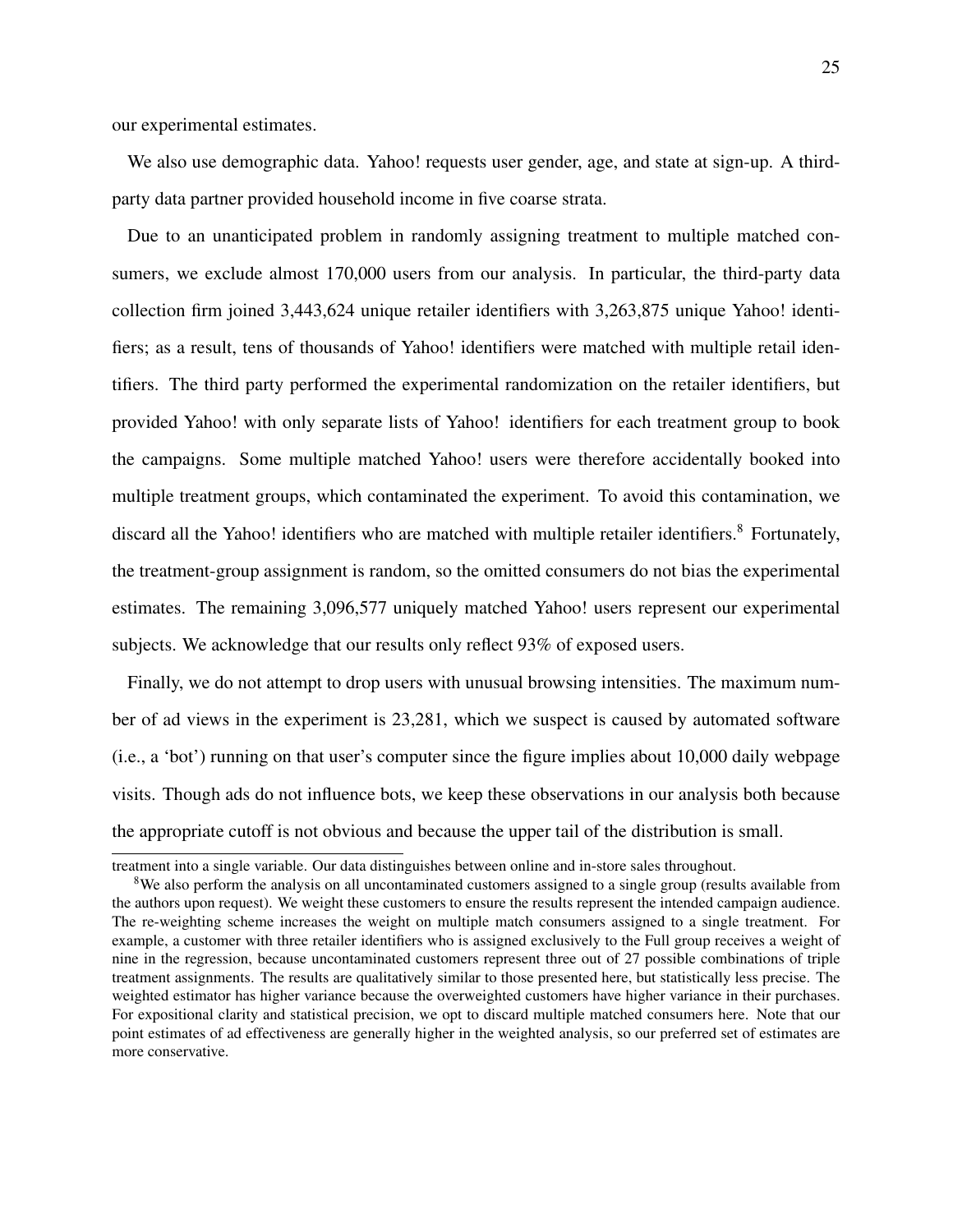our experimental estimates.

We also use demographic data. Yahoo! requests user gender, age, and state at sign-up. A third-party data partner provided household income in five coarse strata.

Due to an unanticipated problem in randomly assigning treatment to multiple matched consumers, we exclude almost 170,000 users from our analysis. In particular, the third-party data collection firm joined 3,443,624 unique retailer identifiers with 3,263,875 unique Yahoo! identifiers; as a result, tens of thousands of Yahoo! identifiers were matched with multiple retail identifiers. The third party performed the experimental randomization on the retailer identifiers, but provided Yahoo! with only separate lists of Yahoo! identifiers for each treatment group to book the campaigns. Some multiple matched Yahoo! users were therefore accidentally booked into multiple treatment groups, which contaminated the experiment. To avoid this contamination, we discard all the Yahoo! identifiers who are matched with multiple retailer identifiers.[8] Fortunately, the treatment-group assignment is random, so the omitted consumers do not bias the experimental estimates. The remaining 3,096,577 uniquely matched Yahoo! users represent our experimental subjects. We acknowledge that our results only reflect 93% of exposed users.

Finally, we do not attempt to drop users with unusual browsing intensities. The maximum number of ad views in the experiment is 23,281, which we suspect is caused by automated software (i.e., a 'bot') running on that user's computer since the figure implies about 10,000 daily webpage visits. Though ads do not influence bots, we keep these observations in our analysis both because the appropriate cutoff is not obvious and because the upper tail of the distribution is small.

---

treatment into a single variable. Our data distinguishes between online and in-store sales throughout.

[8] We also perform the analysis on all uncontaminated customers assigned to a single group (results available from the authors upon request). We weight these customers to ensure the results represent the intended campaign audience. The re-weighting scheme increases the weight on multiple match consumers assigned to a single treatment. For example, a customer with three retailer identifiers who is assigned exclusively to the Full group receives a weight of nine in the regression, because uncontaminated customers represent three out of 27 possible combinations of triple treatment assignments. The results are qualitatively similar to those presented here, but statistically less precise. The weighted estimator has higher variance because the overweighted customers have higher variance in their purchases. For expositional clarity and statistical precision, we opt to discard multiple matched consumers here. Note that our point estimates of ad effectiveness are generally higher in the weighted analysis, so our preferred set of estimates are more conservative.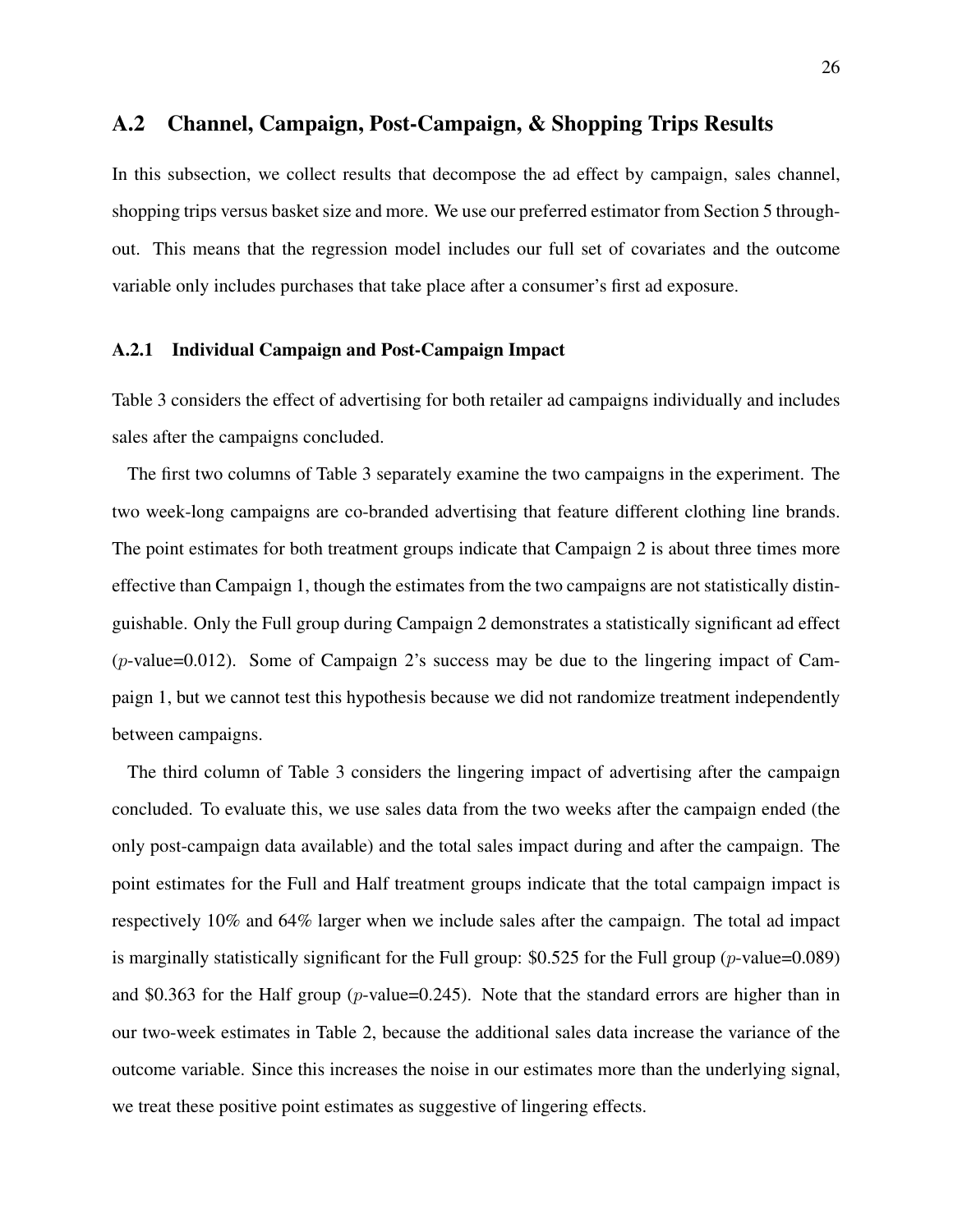## A.2 Channel, Campaign, Post-Campaign, & Shopping Trips Results

In this subsection, we collect results that decompose the ad effect by campaign, sales channel, shopping trips versus basket size and more. We use our preferred estimator from Section 5 throughout. This means that the regression model includes our full set of covariates and the outcome variable only includes purchases that take place after a consumer's first ad exposure.

### A.2.1 Individual Campaign and Post-Campaign Impact

Table 3 considers the effect of advertising for both retailer ad campaigns individually and includes sales after the campaigns concluded.

The first two columns of Table 3 separately examine the two campaigns in the experiment. The two week-long campaigns are co-branded advertising that feature different clothing line brands. The point estimates for both treatment groups indicate that Campaign 2 is about three times more effective than Campaign 1, though the estimates from the two campaigns are not statistically distinguishable. Only the Full group during Campaign 2 demonstrates a statistically significant ad effect ($p$-value=0.012). Some of Campaign 2's success may be due to the lingering impact of Campaign 1, but we cannot test this hypothesis because we did not randomize treatment independently between campaigns.

The third column of Table 3 considers the lingering impact of advertising after the campaign concluded. To evaluate this, we use sales data from the two weeks after the campaign ended (the only post-campaign data available) and the total sales impact during and after the campaign. The point estimates for the Full and Half treatment groups indicate that the total campaign impact is respectively 10% and 64% larger when we include sales after the campaign. The total ad impact is marginally statistically significant for the Full group: \$0.525 for the Full group ($p$-value=0.089) and \$0.363 for the Half group ($p$-value=0.245). Note that the standard errors are higher than in our two-week estimates in Table 2, because the additional sales data increase the variance of the outcome variable. Since this increases the noise in our estimates more than the underlying signal, we treat these positive point estimates as suggestive of lingering effects.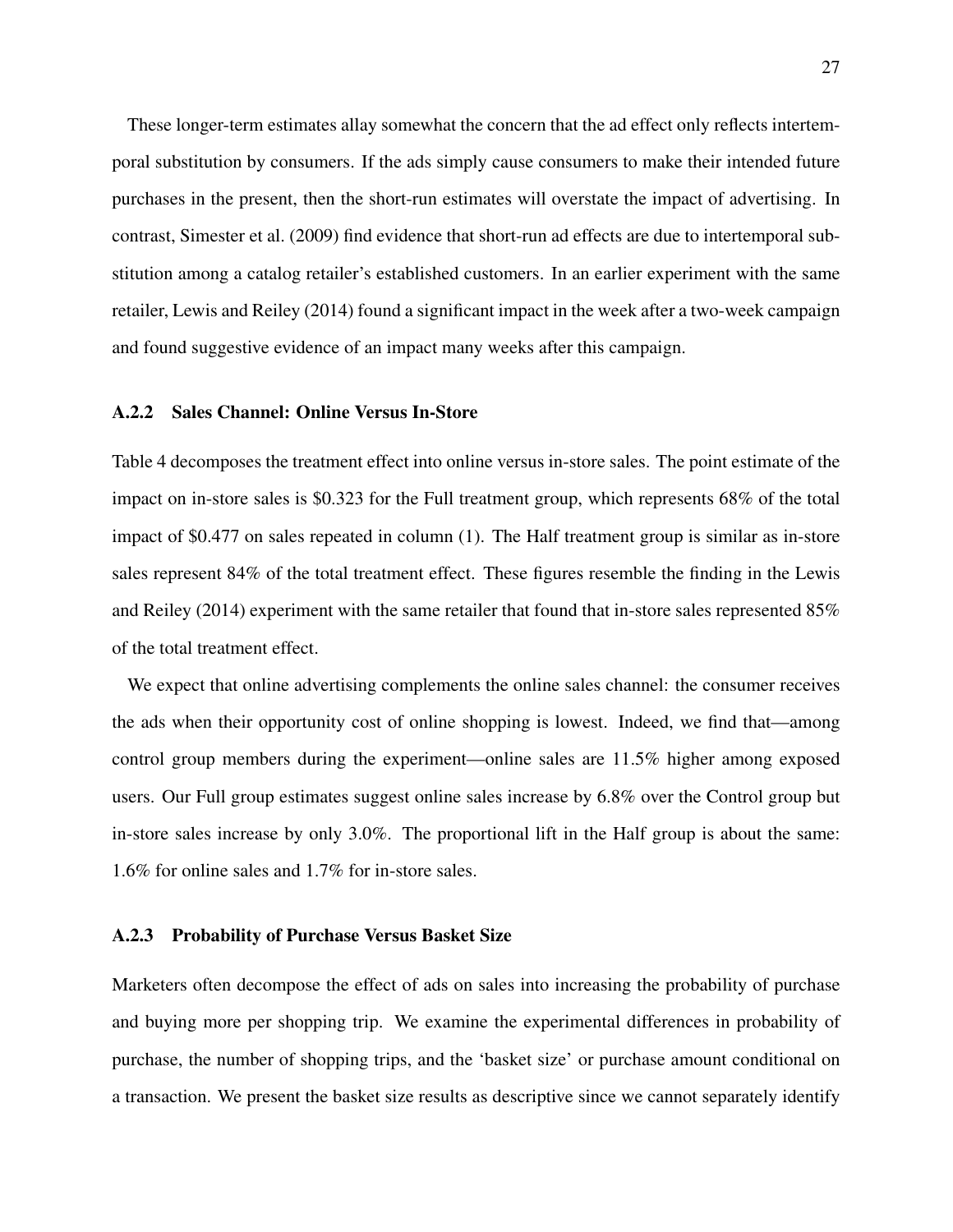These longer-term estimates allay somewhat the concern that the ad effect only reflects intertemporal substitution by consumers. If the ads simply cause consumers to make their intended future purchases in the present, then the short-run estimates will overstate the impact of advertising. In contrast, Simester et al. (2009) find evidence that short-run ad effects are due to intertemporal substitution among a catalog retailer's established customers. In an earlier experiment with the same retailer, Lewis and Reiley (2014) found a significant impact in the week after a two-week campaign and found suggestive evidence of an impact many weeks after this campaign.

### A.2.2 Sales Channel: Online Versus In-Store

Table 4 decomposes the treatment effect into online versus in-store sales. The point estimate of the impact on in-store sales is \$0.323 for the Full treatment group, which represents 68% of the total impact of \$0.477 on sales repeated in column (1). The Half treatment group is similar as in-store sales represent 84% of the total treatment effect. These figures resemble the finding in the Lewis and Reiley (2014) experiment with the same retailer that found that in-store sales represented 85% of the total treatment effect.

We expect that online advertising complements the online sales channel: the consumer receives the ads when their opportunity cost of online shopping is lowest. Indeed, we find that—among control group members during the experiment—online sales are 11.5% higher among exposed users. Our Full group estimates suggest online sales increase by 6.8% over the Control group but in-store sales increase by only 3.0%. The proportional lift in the Half group is about the same: 1.6% for online sales and 1.7% for in-store sales.

### A.2.3 Probability of Purchase Versus Basket Size

Marketers often decompose the effect of ads on sales into increasing the probability of purchase and buying more per shopping trip. We examine the experimental differences in probability of purchase, the number of shopping trips, and the 'basket size' or purchase amount conditional on a transaction. We present the basket size results as descriptive since we cannot separately identify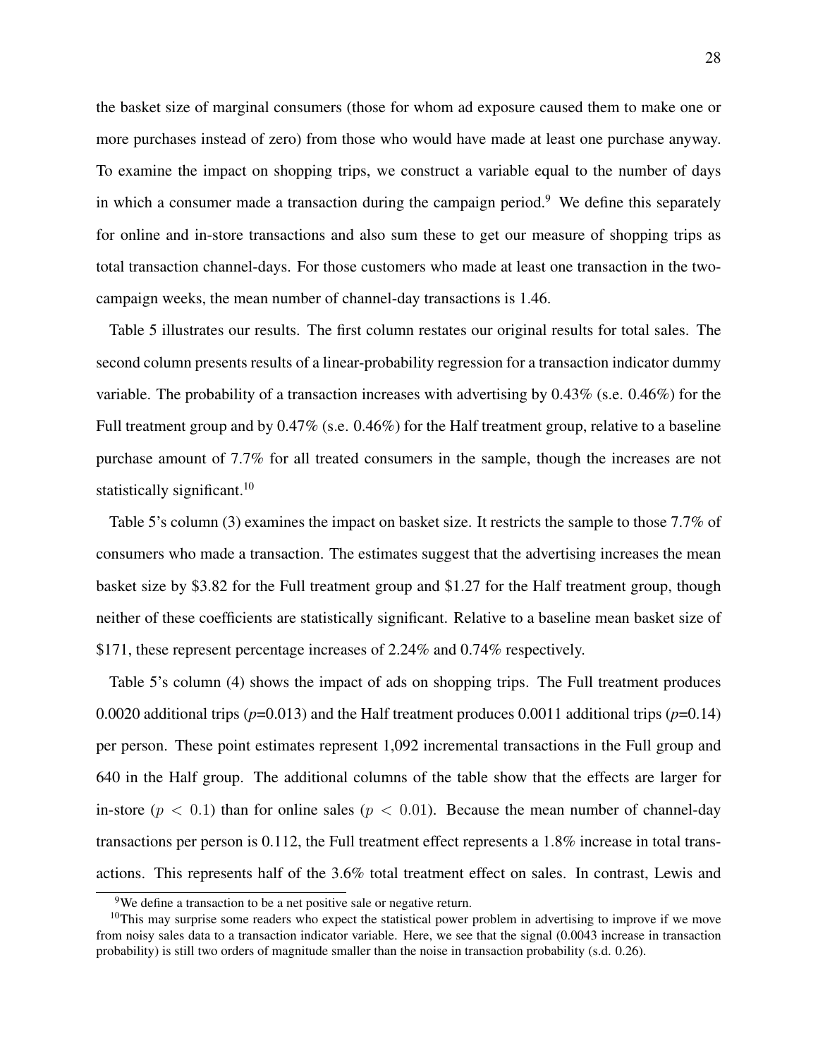the basket size of marginal consumers (those for whom ad exposure caused them to make one or more purchases instead of zero) from those who would have made at least one purchase anyway. To examine the impact on shopping trips, we construct a variable equal to the number of days in which a consumer made a transaction during the campaign period.[9] We define this separately for online and in-store transactions and also sum these to get our measure of shopping trips as total transaction channel-days. For those customers who made at least one transaction in the two-campaign weeks, the mean number of channel-day transactions is 1.46.

Table 5 illustrates our results. The first column restates our original results for total sales. The second column presents results of a linear-probability regression for a transaction indicator dummy variable. The probability of a transaction increases with advertising by 0.43% (s.e. 0.46%) for the Full treatment group and by 0.47% (s.e. 0.46%) for the Half treatment group, relative to a baseline purchase amount of 7.7% for all treated consumers in the sample, though the increases are not statistically significant.[10]

Table 5's column (3) examines the impact on basket size. It restricts the sample to those 7.7% of consumers who made a transaction. The estimates suggest that the advertising increases the mean basket size by \$3.82 for the Full treatment group and \$1.27 for the Half treatment group, though neither of these coefficients are statistically significant. Relative to a baseline mean basket size of \$171, these represent percentage increases of 2.24% and 0.74% respectively.

Table 5's column (4) shows the impact of ads on shopping trips. The Full treatment produces 0.0020 additional trips (*p*=0.013) and the Half treatment produces 0.0011 additional trips (*p*=0.14) per person. These point estimates represent 1,092 incremental transactions in the Full group and 640 in the Half group. The additional columns of the table show that the effects are larger for in-store ($p < 0.1$) than for online sales ($p < 0.01$). Because the mean number of channel-day transactions per person is 0.112, the Full treatment effect represents a 1.8% increase in total transactions. This represents half of the 3.6% total treatment effect on sales. In contrast, Lewis and

[9] We define a transaction to be a net positive sale or negative return.

[10] This may surprise some readers who expect the statistical power problem in advertising to improve if we move from noisy sales data to a transaction indicator variable. Here, we see that the signal (0.0043 increase in transaction probability) is still two orders of magnitude smaller than the noise in transaction probability (s.d. 0.26).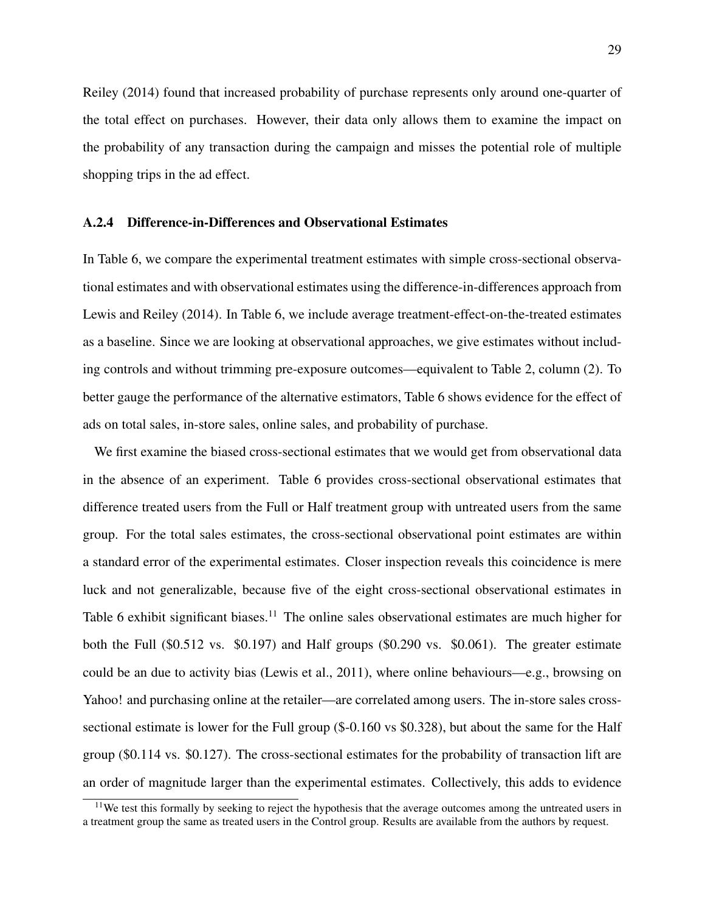Reiley (2014) found that increased probability of purchase represents only around one-quarter of the total effect on purchases. However, their data only allows them to examine the impact on the probability of any transaction during the campaign and misses the potential role of multiple shopping trips in the ad effect.

### A.2.4 Difference-in-Differences and Observational Estimates

In Table 6, we compare the experimental treatment estimates with simple cross-sectional observational estimates and with observational estimates using the difference-in-differences approach from Lewis and Reiley (2014). In Table 6, we include average treatment-effect-on-the-treated estimates as a baseline. Since we are looking at observational approaches, we give estimates without including controls and without trimming pre-exposure outcomes—equivalent to Table 2, column (2). To better gauge the performance of the alternative estimators, Table 6 shows evidence for the effect of ads on total sales, in-store sales, online sales, and probability of purchase.

We first examine the biased cross-sectional estimates that we would get from observational data in the absence of an experiment. Table 6 provides cross-sectional observational estimates that difference treated users from the Full or Half treatment group with untreated users from the same group. For the total sales estimates, the cross-sectional observational point estimates are within a standard error of the experimental estimates. Closer inspection reveals this coincidence is mere luck and not generalizable, because five of the eight cross-sectional observational estimates in Table 6 exhibit significant biases.[11] The online sales observational estimates are much higher for both the Full ($0.512 vs. $0.197) and Half groups ($0.290 vs. $0.061). The greater estimate could be an due to activity bias (Lewis et al., 2011), where online behaviours—e.g., browsing on Yahoo! and purchasing online at the retailer—are correlated among users. The in-store sales cross-sectional estimate is lower for the Full group ($-0.160 vs $0.328), but about the same for the Half group ($0.114 vs. $0.127). The cross-sectional estimates for the probability of transaction lift are an order of magnitude larger than the experimental estimates. Collectively, this adds to evidence

[11] We test this formally by seeking to reject the hypothesis that the average outcomes among the untreated users in a treatment group the same as treated users in the Control group. Results are available from the authors by request.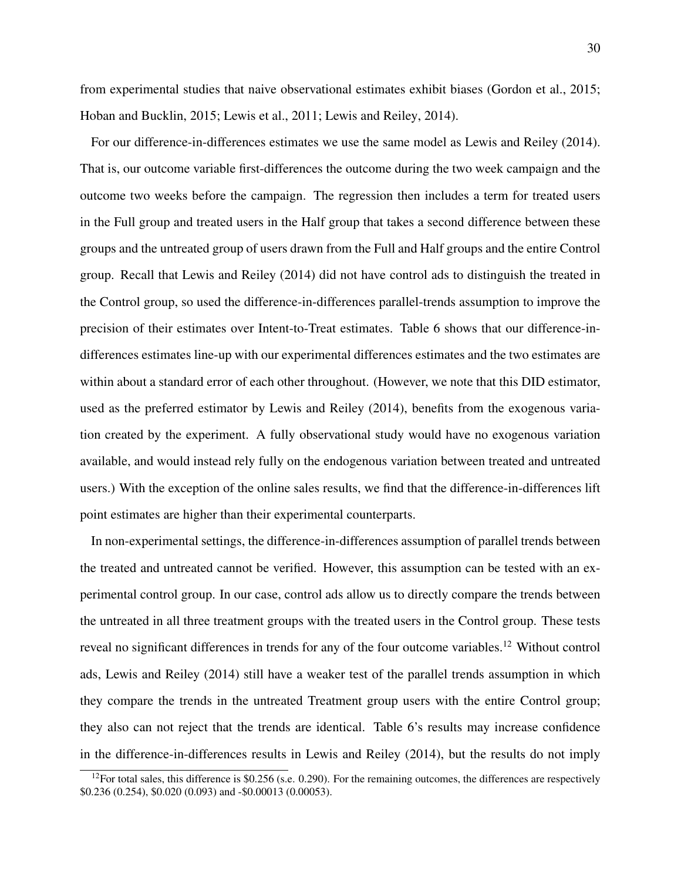from experimental studies that naive observational estimates exhibit biases (Gordon et al., 2015; Hoban and Bucklin, 2015; Lewis et al., 2011; Lewis and Reiley, 2014).

For our difference-in-differences estimates we use the same model as Lewis and Reiley (2014). That is, our outcome variable first-differences the outcome during the two week campaign and the outcome two weeks before the campaign. The regression then includes a term for treated users in the Full group and treated users in the Half group that takes a second difference between these groups and the untreated group of users drawn from the Full and Half groups and the entire Control group. Recall that Lewis and Reiley (2014) did not have control ads to distinguish the treated in the Control group, so used the difference-in-differences parallel-trends assumption to improve the precision of their estimates over Intent-to-Treat estimates. Table 6 shows that our difference-in-differences estimates line-up with our experimental differences estimates and the two estimates are within about a standard error of each other throughout. (However, we note that this DID estimator, used as the preferred estimator by Lewis and Reiley (2014), benefits from the exogenous variation created by the experiment. A fully observational study would have no exogenous variation available, and would instead rely fully on the endogenous variation between treated and untreated users.) With the exception of the online sales results, we find that the difference-in-differences lift point estimates are higher than their experimental counterparts.

In non-experimental settings, the difference-in-differences assumption of parallel trends between the treated and untreated cannot be verified. However, this assumption can be tested with an experimental control group. In our case, control ads allow us to directly compare the trends between the untreated in all three treatment groups with the treated users in the Control group. These tests reveal no significant differences in trends for any of the four outcome variables.[12] Without control ads, Lewis and Reiley (2014) still have a weaker test of the parallel trends assumption in which they compare the trends in the untreated Treatment group users with the entire Control group; they also can not reject that the trends are identical. Table 6's results may increase confidence in the difference-in-differences results in Lewis and Reiley (2014), but the results do not imply

[12] For total sales, this difference is \$0.256 (s.e. 0.290). For the remaining outcomes, the differences are respectively \$0.236 (0.254), \$0.020 (0.093) and -\$0.00013 (0.00053).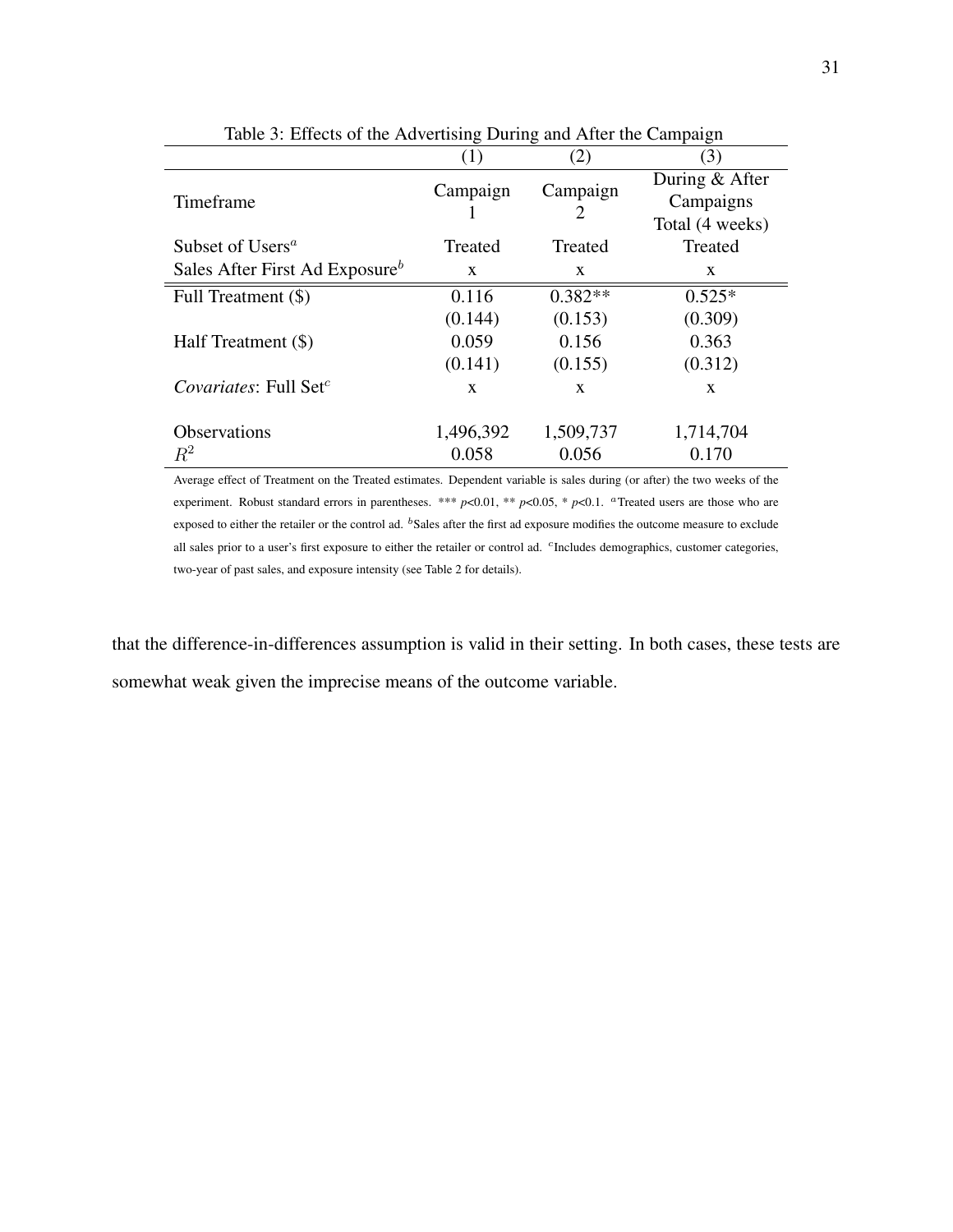Table 3: Effects of the Advertising During and After the Campaign

| | (1) | (2) | (3) |
|---|---|---|---|
| Timeframe | Campaign 1 | Campaign 2 | During & After Campaigns Total (4 weeks) |
| Subset of Users[a] | Treated | Treated | Treated |
| Sales After First Ad Exposure[b] | x | x | x |
| Full Treatment ($) | 0.116 | 0.382** | 0.525* |
| | (0.144) | (0.153) | (0.309) |
| Half Treatment ($) | 0.059 | 0.156 | 0.363 |
| | (0.141) | (0.155) | (0.312) |
| *Covariates*: Full Set[c] | x | x | x |
| Observations | 1,496,392 | 1,509,737 | 1,714,704 |
| $R^2$ | 0.058 | 0.056 | 0.170 |

Average effect of Treatment on the Treated estimates. Dependent variable is sales during (or after) the two weeks of the experiment. Robust standard errors in parentheses. *** $p<0.01$, ** $p<0.05$, * $p<0.1$. [a]Treated users are those who are exposed to either the retailer or the control ad. [b]Sales after the first ad exposure modifies the outcome measure to exclude all sales prior to a user's first exposure to either the retailer or control ad. [c]Includes demographics, customer categories, two-year of past sales, and exposure intensity (see Table 2 for details).

that the difference-in-differences assumption is valid in their setting. In both cases, these tests are somewhat weak given the imprecise means of the outcome variable.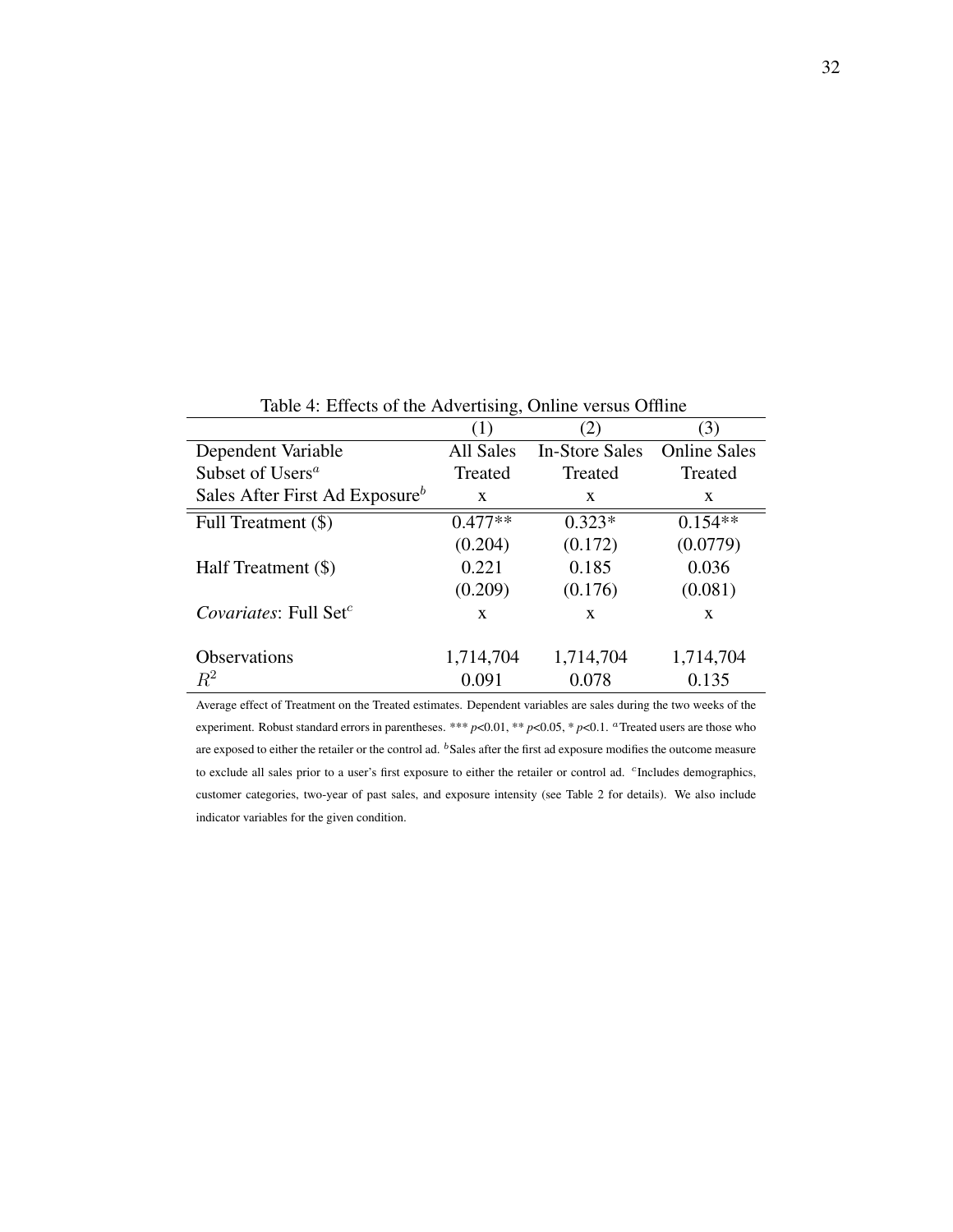Table 4: Effects of the Advertising, Online versus Offline

| | (1) | (2) | (3) |
|---|---|---|---|
| Dependent Variable | All Sales | In-Store Sales | Online Sales |
| Subset of Users[a] | Treated | Treated | Treated |
| Sales After First Ad Exposure[b] | x | x | x |
| Full Treatment ($) | 0.477** | 0.323* | 0.154** |
| | (0.204) | (0.172) | (0.0779) |
| Half Treatment ($) | 0.221 | 0.185 | 0.036 |
| | (0.209) | (0.176) | (0.081) |
| *Covariates*: Full Set[c] | x | x | x |
| Observations | 1,714,704 | 1,714,704 | 1,714,704 |
| $R^2$ | 0.091 | 0.078 | 0.135 |

Average effect of Treatment on the Treated estimates. Dependent variables are sales during the two weeks of the experiment. Robust standard errors in parentheses. *** $p$<0.01, ** $p$<0.05, * $p$<0.1. [a] Treated users are those who are exposed to either the retailer or the control ad. [b] Sales after the first ad exposure modifies the outcome measure to exclude all sales prior to a user's first exposure to either the retailer or control ad. [c] Includes demographics, customer categories, two-year of past sales, and exposure intensity (see Table 2 for details). We also include indicator variables for the given condition.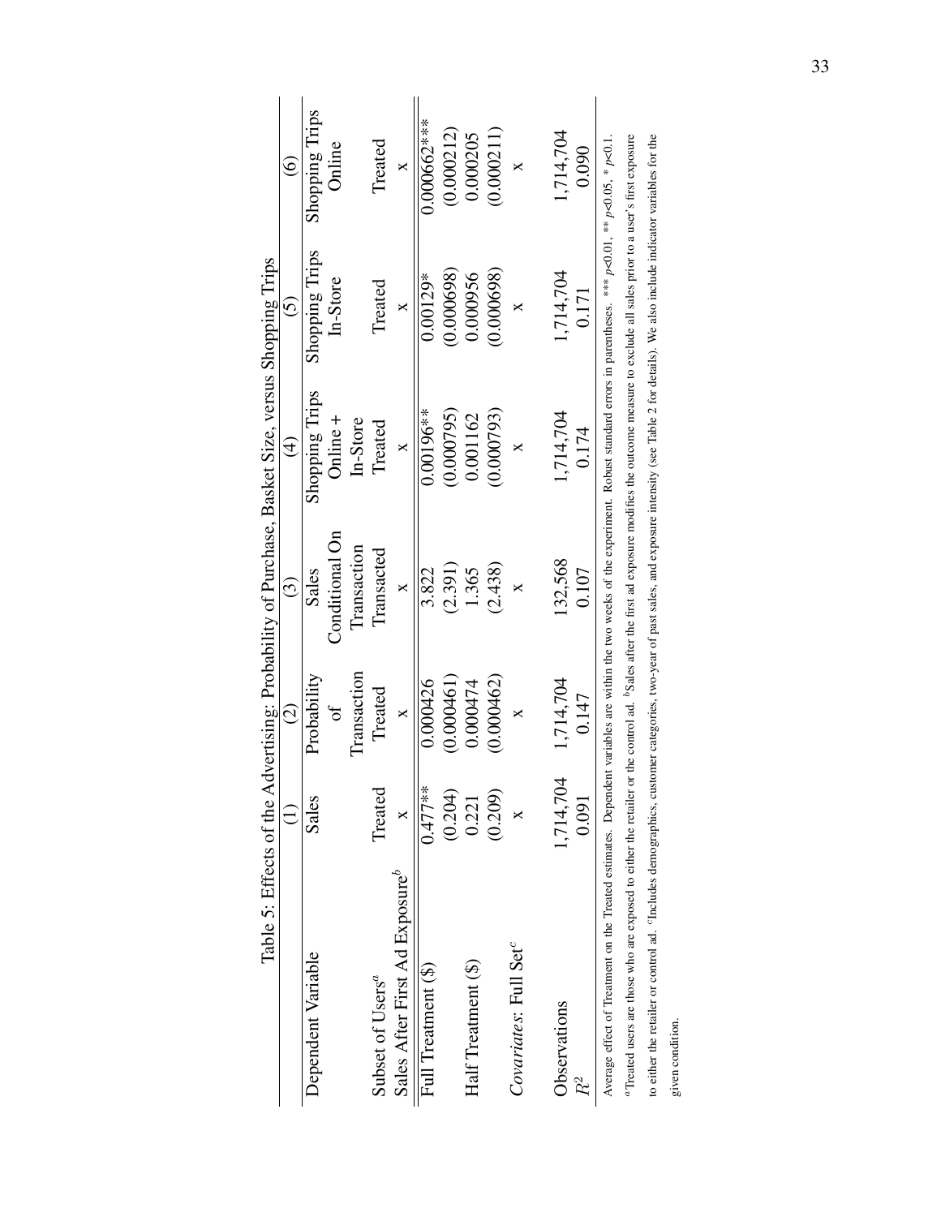Table 5: Effects of the Advertising: Probability of Purchase, Basket Size, versus Shopping Trips

| | (1) | (2) | (3) | (4) | (5) | (6) |
|---|---|---|---|---|---|---|
| Dependent Variable | Sales | Probability of Transaction | Sales Conditional On Transaction | Shopping Trips Online + In-Store | Shopping Trips In-Store | Shopping Trips Online |
| Subset of Users[a] | Treated | Treated | Transacted | Treated | Treated | Treated |
| Sales After First Ad Exposure[b] | x | x | x | x | x | x |
| Full Treatment ($) | 0.477** | 0.000426 | 3.822 | 0.00196** | 0.00129* | 0.000662*** |
| | (0.204) | (0.000461) | (2.391) | (0.000795) | (0.000698) | (0.000212) |
| Half Treatment ($) | 0.221 | 0.000474 | 1.365 | 0.001162 | 0.000956 | 0.000205 |
| | (0.209) | (0.000462) | (2.438) | (0.000793) | (0.000698) | (0.000211) |
| *Covariates*: Full Set[c] | x | x | x | x | x | x |
| Observations | 1,714,704 | 1,714,704 | 132,568 | 1,714,704 | 1,714,704 | 1,714,704 |
| $R^2$ | 0.091 | 0.147 | 0.107 | 0.174 | 0.171 | 0.090 |

Average effect of Treatment on the Treated estimates. Dependent variables are within the two weeks of the experiment. Robust standard errors in parentheses. *** $p<0.01$, ** $p<0.05$, * $p<0.1$.
[a]Treated users are those who are exposed to either the retailer or the control ad. [b]Sales after the first ad exposure modifies the outcome measure to exclude all sales prior to a user's first exposure to either the retailer or control ad. [c]Includes demographics, customer categories, two-year of past sales, and exposure intensity (see Table 2 for details). We also include indicator variables for the given condition.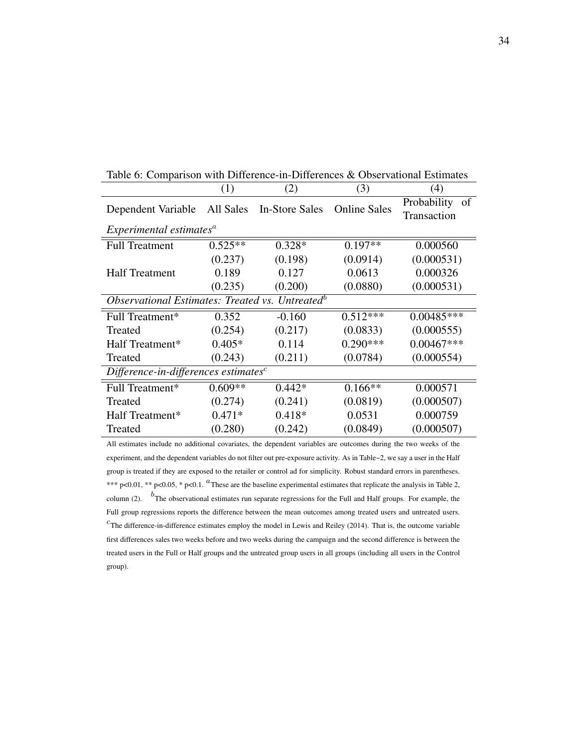Table 6: Comparison with Difference-in-Differences & Observational Estimates

| | (1) | (2) | (3) | (4) |
|---|---|---|---|---|
| Dependent Variable | All Sales | In-Store Sales | Online Sales | Probability of Transaction |
| *Experimental estimates*[a] | | | | |
| Full Treatment | 0.525** | 0.328* | 0.197** | 0.000560 |
| | (0.237) | (0.198) | (0.0914) | (0.000531) |
| Half Treatment | 0.189 | 0.127 | 0.0613 | 0.000326 |
| | (0.235) | (0.200) | (0.0880) | (0.000531) |
| *Observational Estimates: Treated vs. Untreated*[b] | | | | |
| Full Treatment* | 0.352 | -0.160 | 0.512*** | 0.00485*** |
| Treated | (0.254) | (0.217) | (0.0833) | (0.000555) |
| Half Treatment* | 0.405* | 0.114 | 0.290*** | 0.00467*** |
| Treated | (0.243) | (0.211) | (0.0784) | (0.000554) |
| *Difference-in-differences estimates*[c] | | | | |
| Full Treatment* | 0.609** | 0.442* | 0.166** | 0.000571 |
| Treated | (0.274) | (0.241) | (0.0819) | (0.000507) |
| Half Treatment* | 0.471* | 0.418* | 0.0531 | 0.000759 |
| Treated | (0.280) | (0.242) | (0.0849) | (0.000507) |

All estimates include no additional covariates, the dependent variables are outcomes during the two weeks of the experiment, and the dependent variables do not filter out pre-exposure activity. As in Table~2, we say a user in the Half group is treated if they are exposed to the retailer or control ad for simplicity. Robust standard errors in parentheses. *** p<0.01, ** p<0.05, * p<0.1. [a]These are the baseline experimental estimates that replicate the analysis in Table 2, column (2). [b]The observational estimates run separate regressions for the Full and Half groups. For example, the Full group regressions reports the difference between the mean outcomes among treated users and untreated users. [c]The difference-in-difference estimates employ the model in Lewis and Reiley (2014). That is, the outcome variable first differences sales two weeks before and two weeks during the campaign and the second difference is between the treated users in the Full or Half groups and the untreated group users in all groups (including all users in the Control group).